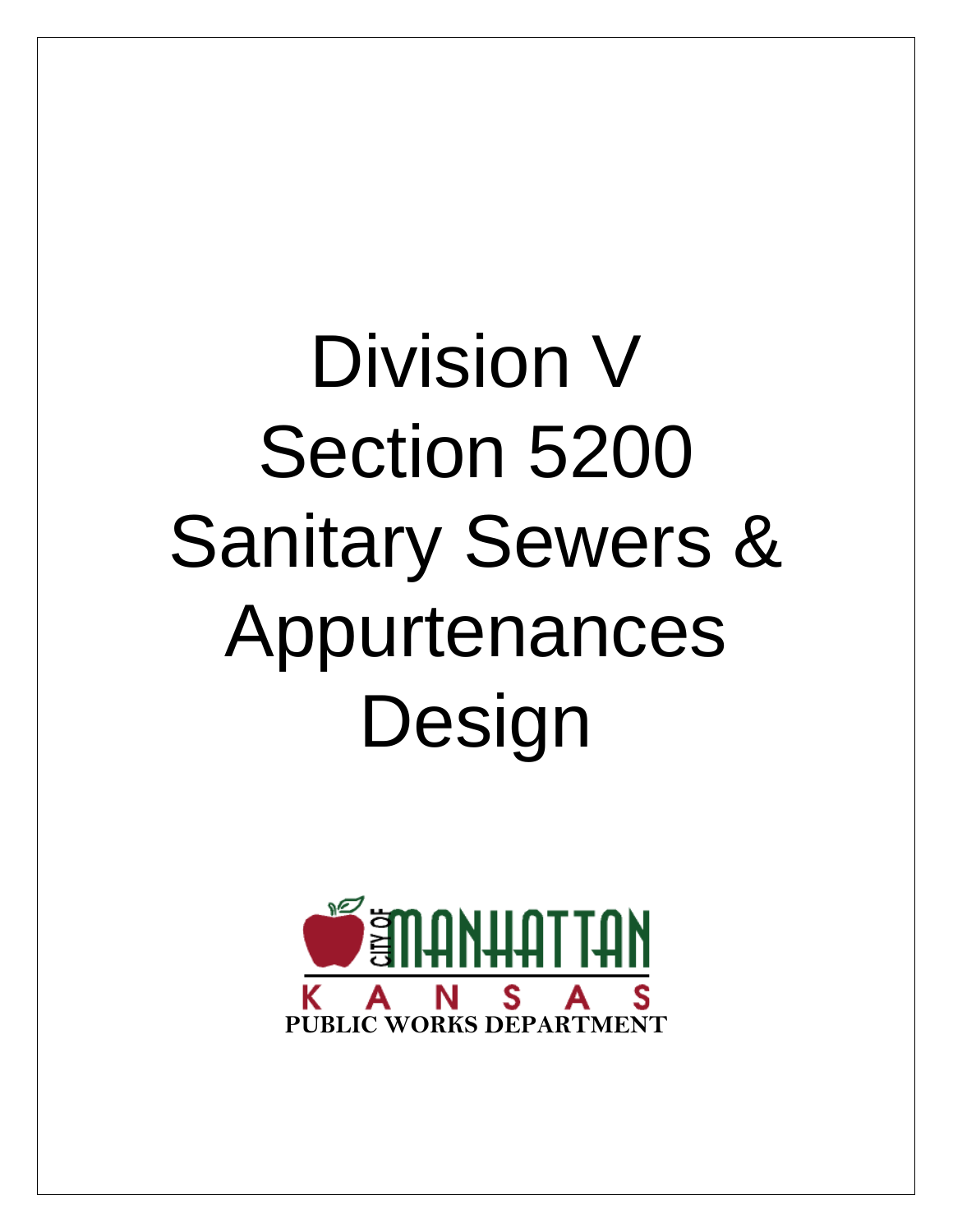# Division V
# Section 5200
# Sanitary Sewers & Appurtenances Design

CITY OF MANHATTAN

KANSAS

**PUBLIC WORKS DEPARTMENT**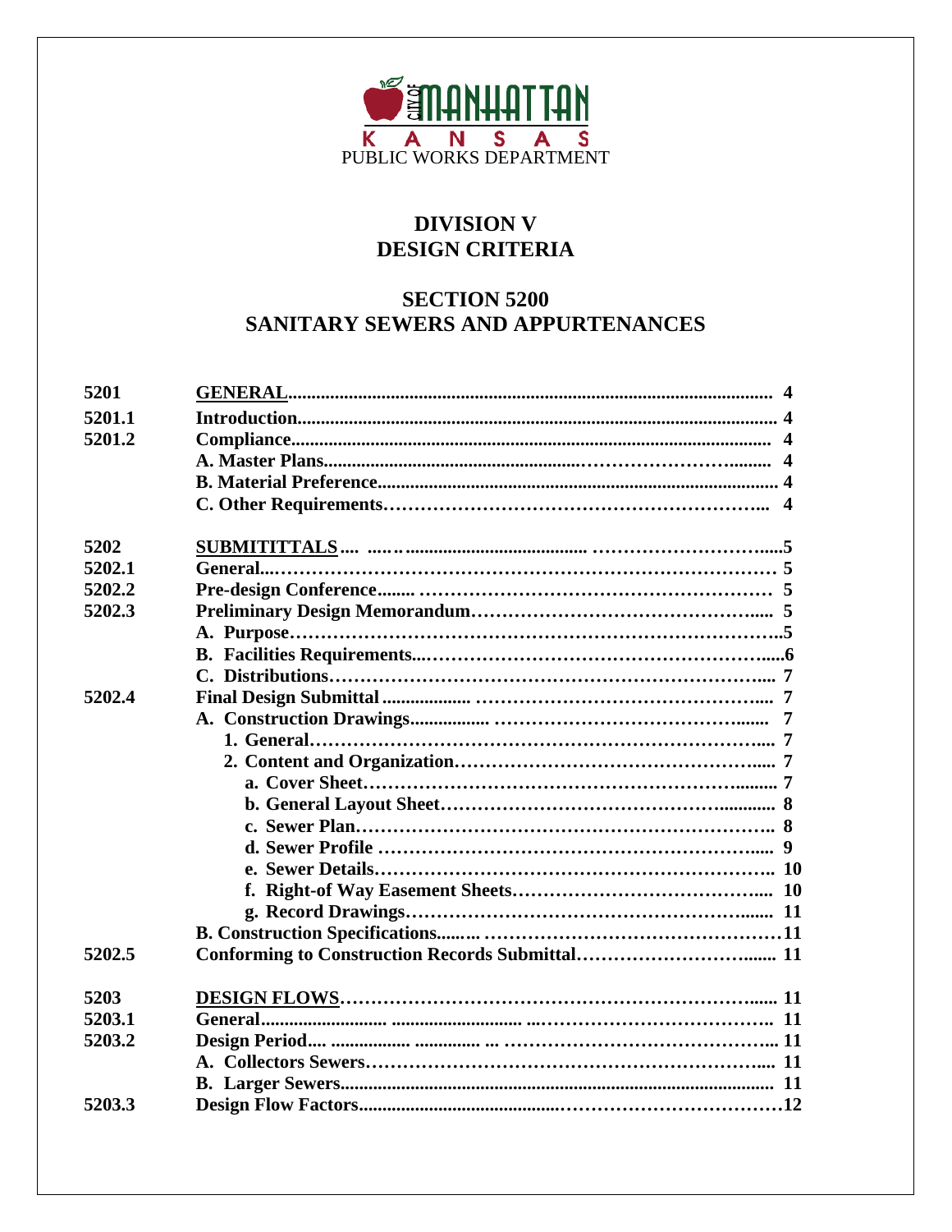CITY OF MANHATTAN KANSAS
PUBLIC WORKS DEPARTMENT

# DIVISION V
# DESIGN CRITERIA

## SECTION 5200
## SANITARY SEWERS AND APPURTENANCES

| | | |
|---|---|---|
| **5201** | **GENERAL** | **4** |
| **5201.1** | **Introduction** | **4** |
| **5201.2** | **Compliance** | **4** |
| | **A. Master Plans** | **4** |
| | **B. Material Preference** | **4** |
| | **C. Other Requirements** | **4** |
| **5202** | **SUBMITITTALS** | **5** |
| **5202.1** | **General** | **5** |
| **5202.2** | **Pre-design Conference** | **5** |
| **5202.3** | **Preliminary Design Memorandum** | **5** |
| | **A. Purpose** | **5** |
| | **B. Facilities Requirements** | **6** |
| | **C. Distributions** | **7** |
| **5202.4** | **Final Design Submittal** | **7** |
| | **A. Construction Drawings** | **7** |
| | **1. General** | **7** |
| | **2. Content and Organization** | **7** |
| | **a. Cover Sheet** | **7** |
| | **b. General Layout Sheet** | **8** |
| | **c. Sewer Plan** | **8** |
| | **d. Sewer Profile** | **9** |
| | **e. Sewer Details** | **10** |
| | **f. Right-of Way Easement Sheets** | **10** |
| | **g. Record Drawings** | **11** |
| | **B. Construction Specifications** | **11** |
| **5202.5** | **Conforming to Construction Records Submittal** | **11** |
| **5203** | **DESIGN FLOWS** | **11** |
| **5203.1** | **General** | **11** |
| **5203.2** | **Design Period** | **11** |
| | **A. Collectors Sewers** | **11** |
| | **B. Larger Sewers** | **11** |
| **5203.3** | **Design Flow Factors** | **12** |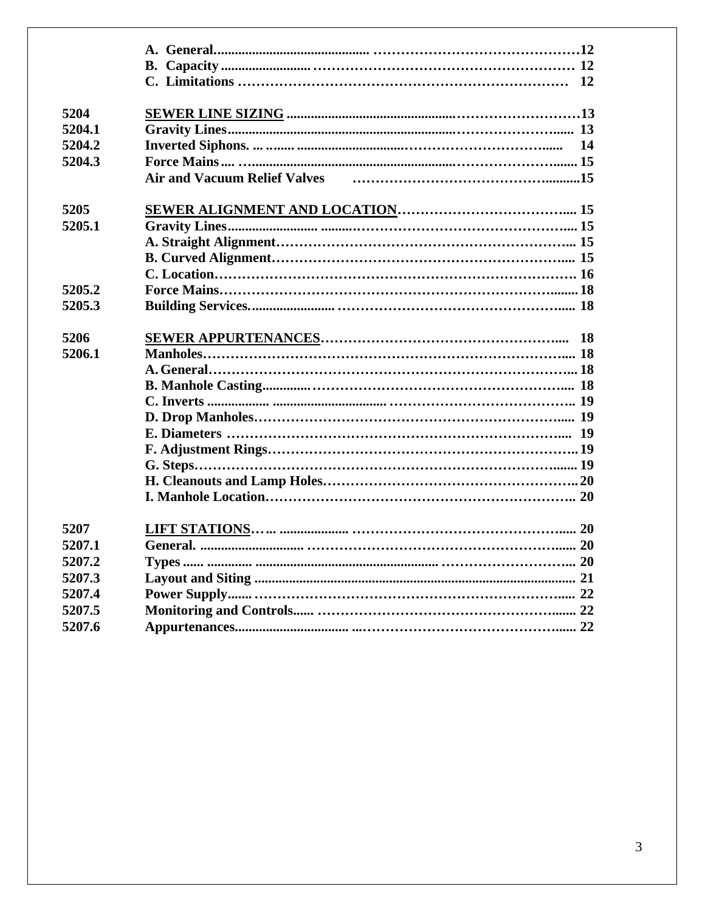| | | |
|---|---|---|
| | **A. General** | **12** |
| | **B. Capacity** | **12** |
| | **C. Limitations** | **12** |
| **5204** | **<u>SEWER LINE SIZING</u>** | **13** |
| **5204.1** | **Gravity Lines** | **13** |
| **5204.2** | **Inverted Siphons.** | **14** |
| **5204.3** | **Force Mains** | **15** |
| | **Air and Vacuum Relief Valves** | **15** |
| **5205** | **<u>SEWER ALIGNMENT AND LOCATION</u>** | **15** |
| **5205.1** | **Gravity Lines** | **15** |
| | **A. Straight Alignment** | **15** |
| | **B. Curved Alignment** | **15** |
| | **C. Location** | **16** |
| **5205.2** | **Force Mains** | **18** |
| **5205.3** | **Building Services** | **18** |
| **5206** | **<u>SEWER APPURTENANCES</u>** | **18** |
| **5206.1** | **Manholes** | **18** |
| | **A. General** | **18** |
| | **B. Manhole Casting** | **18** |
| | **C. Inverts** | **19** |
| | **D. Drop Manholes** | **19** |
| | **E. Diameters** | **19** |
| | **F. Adjustment Rings** | **19** |
| | **G. Steps** | **19** |
| | **H. Cleanouts and Lamp Holes** | **20** |
| | **I. Manhole Location** | **20** |
| **5207** | **<u>LIFT STATIONS</u>** | **20** |
| **5207.1** | **General.** | **20** |
| **5207.2** | **Types** | **20** |
| **5207.3** | **Layout and Siting** | **21** |
| **5207.4** | **Power Supply** | **22** |
| **5207.5** | **Monitoring and Controls** | **22** |
| **5207.6** | **Appurtenances** | **22** |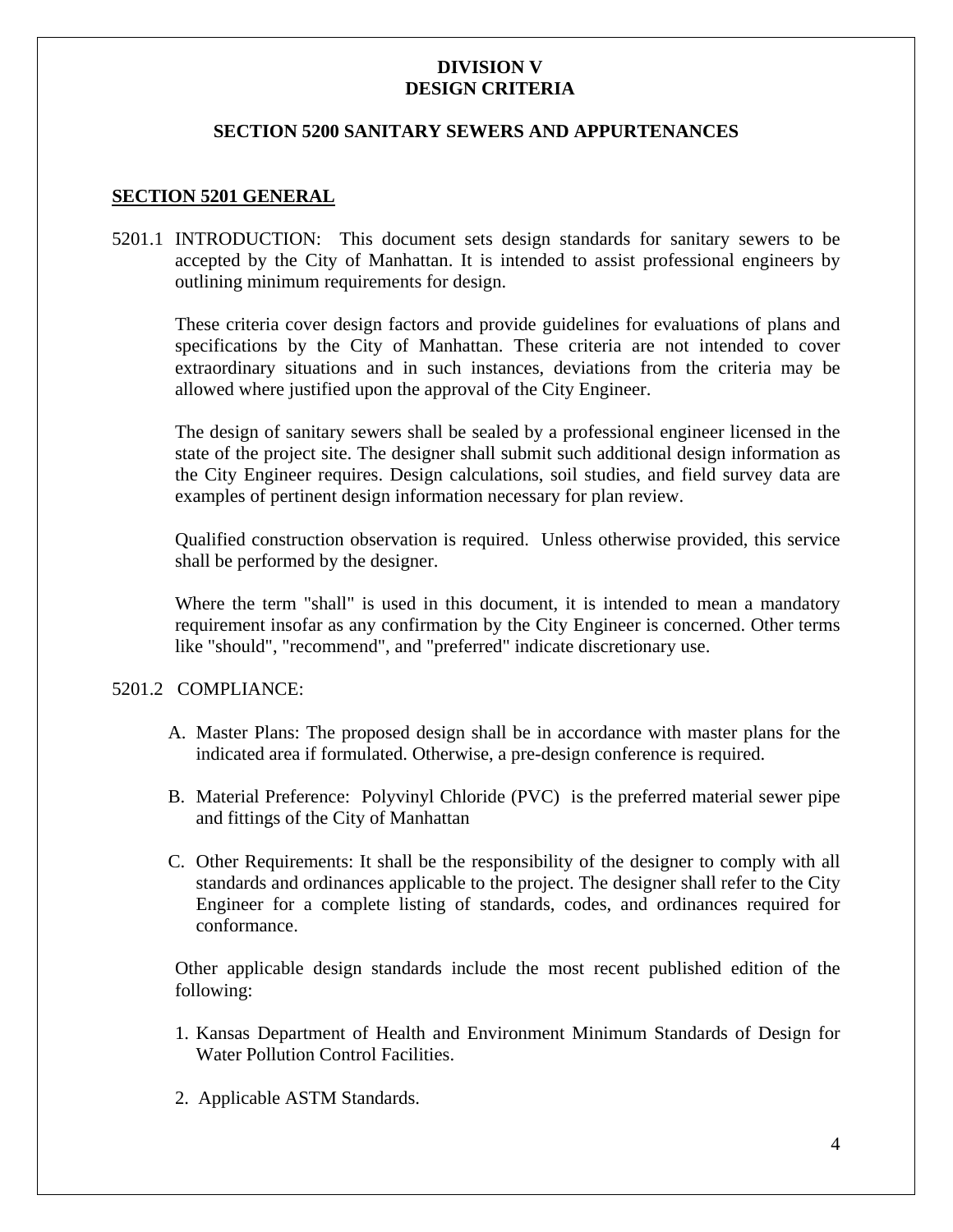# DIVISION V
# DESIGN CRITERIA

## SECTION 5200 SANITARY SEWERS AND APPURTENANCES

### SECTION 5201 GENERAL

5201.1 INTRODUCTION: This document sets design standards for sanitary sewers to be accepted by the City of Manhattan. It is intended to assist professional engineers by outlining minimum requirements for design.

These criteria cover design factors and provide guidelines for evaluations of plans and specifications by the City of Manhattan. These criteria are not intended to cover extraordinary situations and in such instances, deviations from the criteria may be allowed where justified upon the approval of the City Engineer.

The design of sanitary sewers shall be sealed by a professional engineer licensed in the state of the project site. The designer shall submit such additional design information as the City Engineer requires. Design calculations, soil studies, and field survey data are examples of pertinent design information necessary for plan review.

Qualified construction observation is required. Unless otherwise provided, this service shall be performed by the designer.

Where the term "shall" is used in this document, it is intended to mean a mandatory requirement insofar as any confirmation by the City Engineer is concerned. Other terms like "should", "recommend", and "preferred" indicate discretionary use.

5201.2 COMPLIANCE:

A. Master Plans: The proposed design shall be in accordance with master plans for the indicated area if formulated. Otherwise, a pre-design conference is required.

B. Material Preference: Polyvinyl Chloride (PVC) is the preferred material sewer pipe and fittings of the City of Manhattan

C. Other Requirements: It shall be the responsibility of the designer to comply with all standards and ordinances applicable to the project. The designer shall refer to the City Engineer for a complete listing of standards, codes, and ordinances required for conformance.

Other applicable design standards include the most recent published edition of the following:

1. Kansas Department of Health and Environment Minimum Standards of Design for Water Pollution Control Facilities.

2. Applicable ASTM Standards.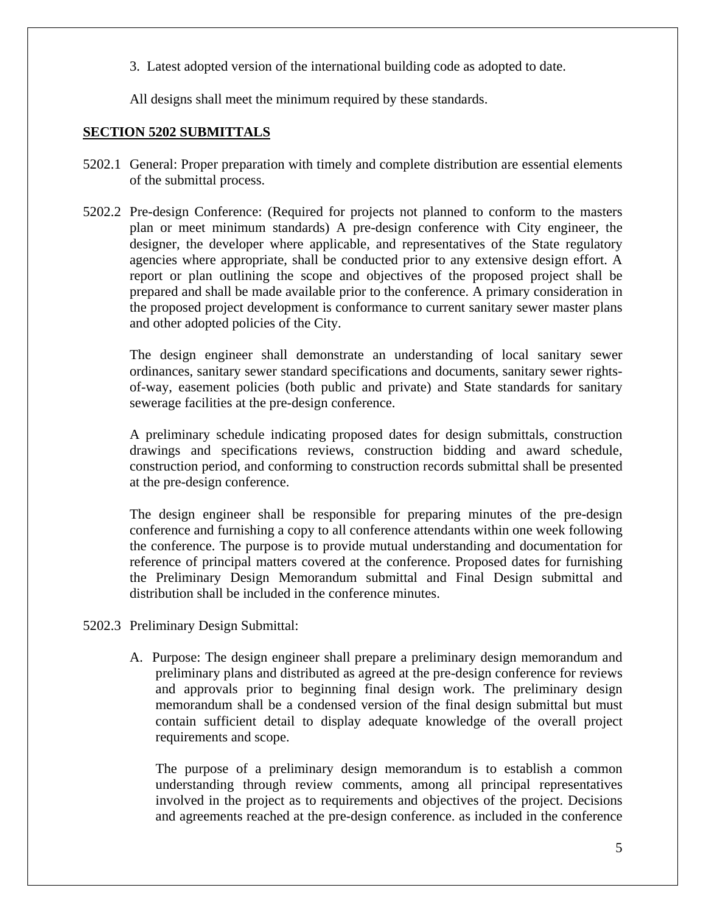3. Latest adopted version of the international building code as adopted to date.

All designs shall meet the minimum required by these standards.

## SECTION 5202 SUBMITTALS

5202.1 General: Proper preparation with timely and complete distribution are essential elements of the submittal process.

5202.2 Pre-design Conference: (Required for projects not planned to conform to the masters plan or meet minimum standards) A pre-design conference with City engineer, the designer, the developer where applicable, and representatives of the State regulatory agencies where appropriate, shall be conducted prior to any extensive design effort. A report or plan outlining the scope and objectives of the proposed project shall be prepared and shall be made available prior to the conference. A primary consideration in the proposed project development is conformance to current sanitary sewer master plans and other adopted policies of the City.

The design engineer shall demonstrate an understanding of local sanitary sewer ordinances, sanitary sewer standard specifications and documents, sanitary sewer rights-of-way, easement policies (both public and private) and State standards for sanitary sewerage facilities at the pre-design conference.

A preliminary schedule indicating proposed dates for design submittals, construction drawings and specifications reviews, construction bidding and award schedule, construction period, and conforming to construction records submittal shall be presented at the pre-design conference.

The design engineer shall be responsible for preparing minutes of the pre-design conference and furnishing a copy to all conference attendants within one week following the conference. The purpose is to provide mutual understanding and documentation for reference of principal matters covered at the conference. Proposed dates for furnishing the Preliminary Design Memorandum submittal and Final Design submittal and distribution shall be included in the conference minutes.

5202.3 Preliminary Design Submittal:

A. Purpose: The design engineer shall prepare a preliminary design memorandum and preliminary plans and distributed as agreed at the pre-design conference for reviews and approvals prior to beginning final design work. The preliminary design memorandum shall be a condensed version of the final design submittal but must contain sufficient detail to display adequate knowledge of the overall project requirements and scope.

The purpose of a preliminary design memorandum is to establish a common understanding through review comments, among all principal representatives involved in the project as to requirements and objectives of the project. Decisions and agreements reached at the pre-design conference. as included in the conference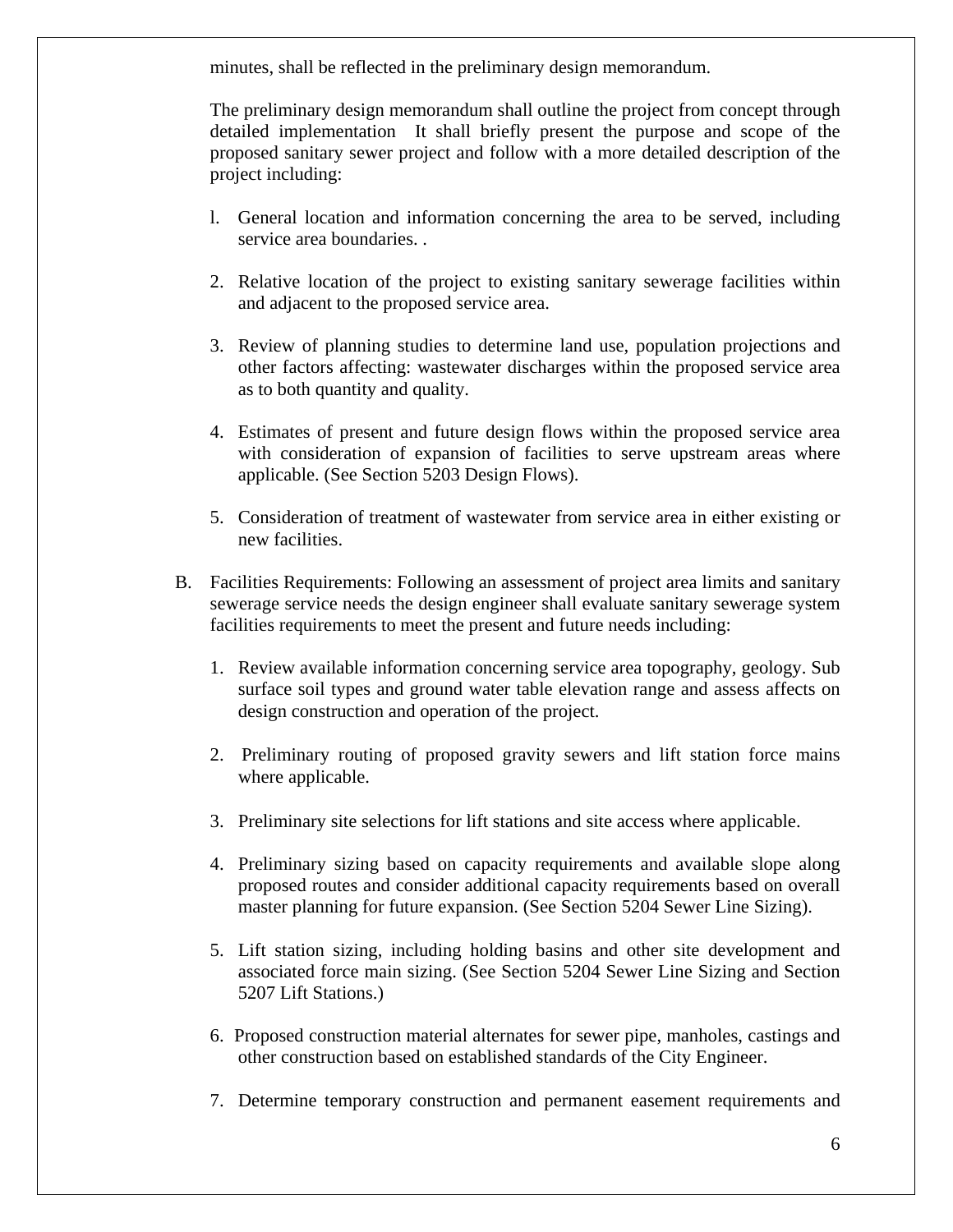minutes, shall be reflected in the preliminary design memorandum.

The preliminary design memorandum shall outline the project from concept through detailed implementation It shall briefly present the purpose and scope of the proposed sanitary sewer project and follow with a more detailed description of the project including:

l. General location and information concerning the area to be served, including service area boundaries. .

2. Relative location of the project to existing sanitary sewerage facilities within and adjacent to the proposed service area.

3. Review of planning studies to determine land use, population projections and other factors affecting: wastewater discharges within the proposed service area as to both quantity and quality.

4. Estimates of present and future design flows within the proposed service area with consideration of expansion of facilities to serve upstream areas where applicable. (See Section 5203 Design Flows).

5. Consideration of treatment of wastewater from service area in either existing or new facilities.

B. Facilities Requirements: Following an assessment of project area limits and sanitary sewerage service needs the design engineer shall evaluate sanitary sewerage system facilities requirements to meet the present and future needs including:

1. Review available information concerning service area topography, geology. Sub surface soil types and ground water table elevation range and assess affects on design construction and operation of the project.

2. Preliminary routing of proposed gravity sewers and lift station force mains where applicable.

3. Preliminary site selections for lift stations and site access where applicable.

4. Preliminary sizing based on capacity requirements and available slope along proposed routes and consider additional capacity requirements based on overall master planning for future expansion. (See Section 5204 Sewer Line Sizing).

5. Lift station sizing, including holding basins and other site development and associated force main sizing. (See Section 5204 Sewer Line Sizing and Section 5207 Lift Stations.)

6. Proposed construction material alternates for sewer pipe, manholes, castings and other construction based on established standards of the City Engineer.

7. Determine temporary construction and permanent easement requirements and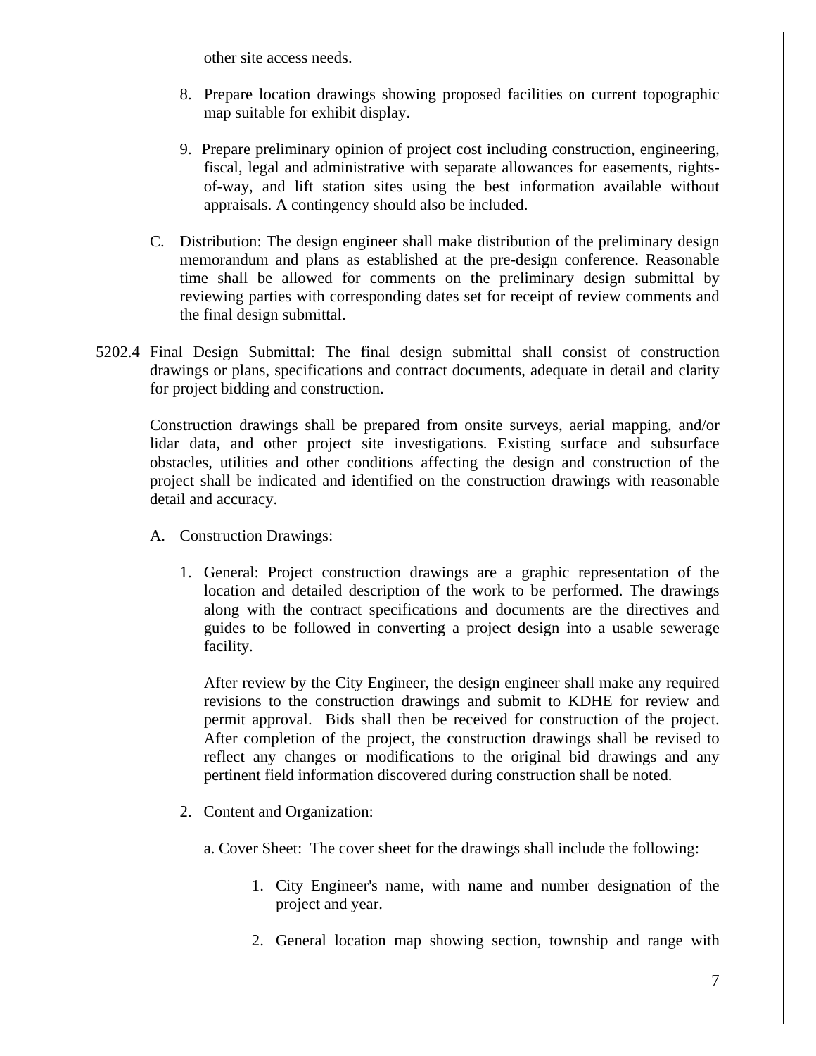other site access needs.

8. Prepare location drawings showing proposed facilities on current topographic map suitable for exhibit display.

9. Prepare preliminary opinion of project cost including construction, engineering, fiscal, legal and administrative with separate allowances for easements, rights-of-way, and lift station sites using the best information available without appraisals. A contingency should also be included.

C. Distribution: The design engineer shall make distribution of the preliminary design memorandum and plans as established at the pre-design conference. Reasonable time shall be allowed for comments on the preliminary design submittal by reviewing parties with corresponding dates set for receipt of review comments and the final design submittal.

5202.4 Final Design Submittal: The final design submittal shall consist of construction drawings or plans, specifications and contract documents, adequate in detail and clarity for project bidding and construction.

Construction drawings shall be prepared from onsite surveys, aerial mapping, and/or lidar data, and other project site investigations. Existing surface and subsurface obstacles, utilities and other conditions affecting the design and construction of the project shall be indicated and identified on the construction drawings with reasonable detail and accuracy.

A. Construction Drawings:

1. General: Project construction drawings are a graphic representation of the location and detailed description of the work to be performed. The drawings along with the contract specifications and documents are the directives and guides to be followed in converting a project design into a usable sewerage facility.

   After review by the City Engineer, the design engineer shall make any required revisions to the construction drawings and submit to KDHE for review and permit approval. Bids shall then be received for construction of the project. After completion of the project, the construction drawings shall be revised to reflect any changes or modifications to the original bid drawings and any pertinent field information discovered during construction shall be noted.

2. Content and Organization:

   a. Cover Sheet: The cover sheet for the drawings shall include the following:

      1. City Engineer's name, with name and number designation of the project and year.

      2. General location map showing section, township and range with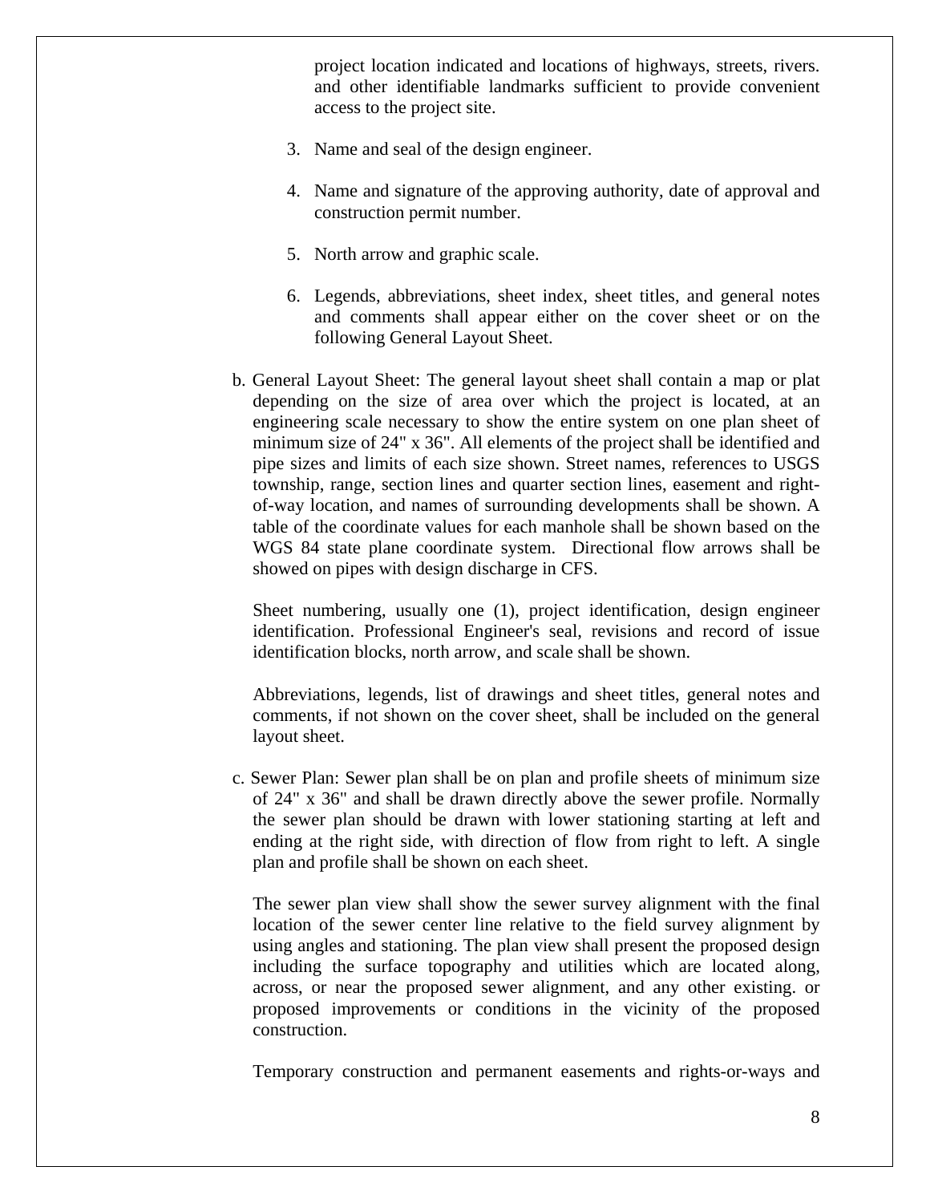project location indicated and locations of highways, streets, rivers. and other identifiable landmarks sufficient to provide convenient access to the project site.

3. Name and seal of the design engineer.

4. Name and signature of the approving authority, date of approval and construction permit number.

5. North arrow and graphic scale.

6. Legends, abbreviations, sheet index, sheet titles, and general notes and comments shall appear either on the cover sheet or on the following General Layout Sheet.

b. General Layout Sheet: The general layout sheet shall contain a map or plat depending on the size of area over which the project is located, at an engineering scale necessary to show the entire system on one plan sheet of minimum size of 24" x 36". All elements of the project shall be identified and pipe sizes and limits of each size shown. Street names, references to USGS township, range, section lines and quarter section lines, easement and right-of-way location, and names of surrounding developments shall be shown. A table of the coordinate values for each manhole shall be shown based on the WGS 84 state plane coordinate system. Directional flow arrows shall be showed on pipes with design discharge in CFS.

Sheet numbering, usually one (1), project identification, design engineer identification. Professional Engineer's seal, revisions and record of issue identification blocks, north arrow, and scale shall be shown.

Abbreviations, legends, list of drawings and sheet titles, general notes and comments, if not shown on the cover sheet, shall be included on the general layout sheet.

c. Sewer Plan: Sewer plan shall be on plan and profile sheets of minimum size of 24" x 36" and shall be drawn directly above the sewer profile. Normally the sewer plan should be drawn with lower stationing starting at left and ending at the right side, with direction of flow from right to left. A single plan and profile shall be shown on each sheet.

The sewer plan view shall show the sewer survey alignment with the final location of the sewer center line relative to the field survey alignment by using angles and stationing. The plan view shall present the proposed design including the surface topography and utilities which are located along, across, or near the proposed sewer alignment, and any other existing. or proposed improvements or conditions in the vicinity of the proposed construction.

Temporary construction and permanent easements and rights-or-ways and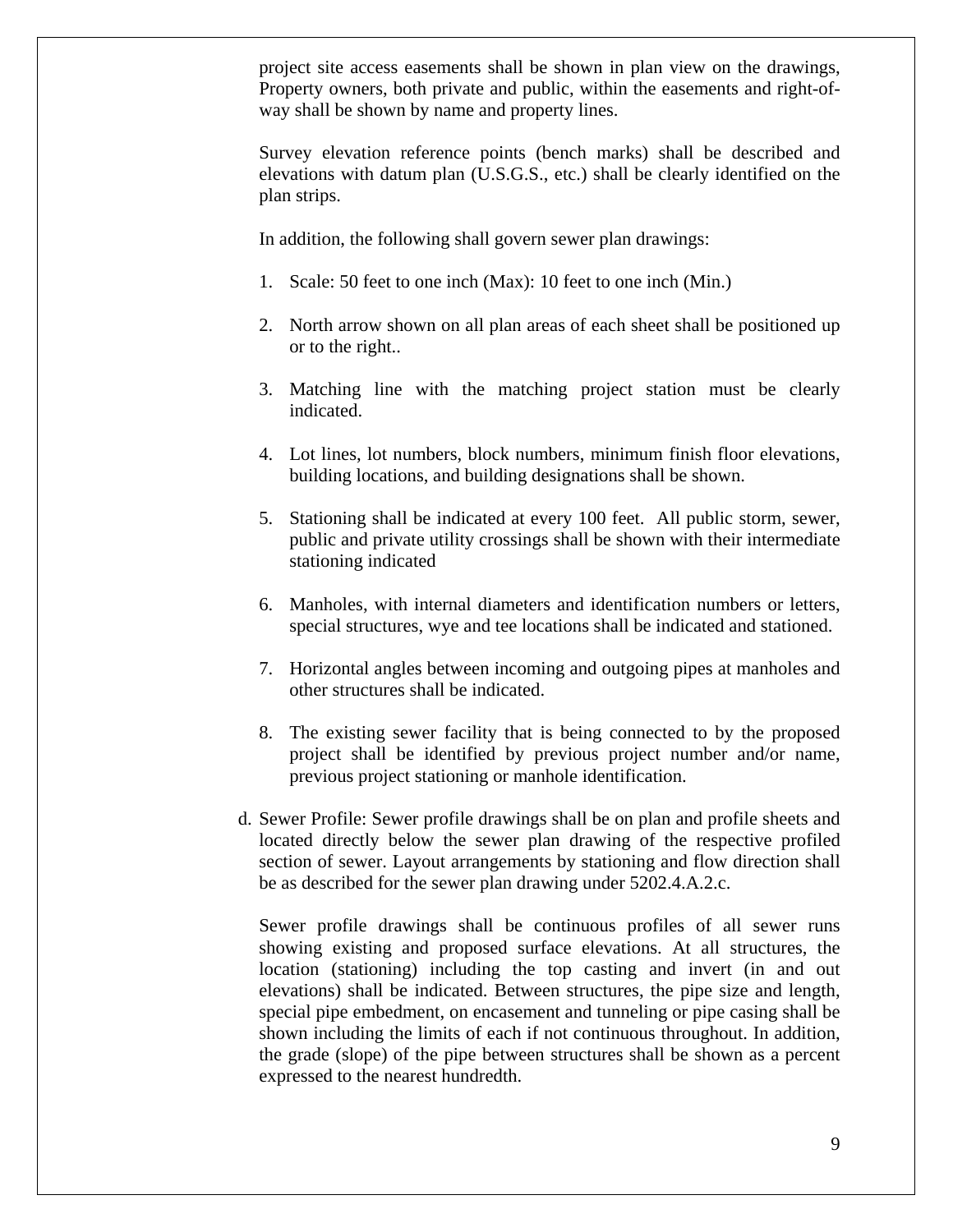project site access easements shall be shown in plan view on the drawings, Property owners, both private and public, within the easements and right-of-way shall be shown by name and property lines.

Survey elevation reference points (bench marks) shall be described and elevations with datum plan (U.S.G.S., etc.) shall be clearly identified on the plan strips.

In addition, the following shall govern sewer plan drawings:

1. Scale: 50 feet to one inch (Max): 10 feet to one inch (Min.)

2. North arrow shown on all plan areas of each sheet shall be positioned up or to the right..

3. Matching line with the matching project station must be clearly indicated.

4. Lot lines, lot numbers, block numbers, minimum finish floor elevations, building locations, and building designations shall be shown.

5. Stationing shall be indicated at every 100 feet. All public storm, sewer, public and private utility crossings shall be shown with their intermediate stationing indicated

6. Manholes, with internal diameters and identification numbers or letters, special structures, wye and tee locations shall be indicated and stationed.

7. Horizontal angles between incoming and outgoing pipes at manholes and other structures shall be indicated.

8. The existing sewer facility that is being connected to by the proposed project shall be identified by previous project number and/or name, previous project stationing or manhole identification.

d. Sewer Profile: Sewer profile drawings shall be on plan and profile sheets and located directly below the sewer plan drawing of the respective profiled section of sewer. Layout arrangements by stationing and flow direction shall be as described for the sewer plan drawing under 5202.4.A.2.c.

   Sewer profile drawings shall be continuous profiles of all sewer runs showing existing and proposed surface elevations. At all structures, the location (stationing) including the top casting and invert (in and out elevations) shall be indicated. Between structures, the pipe size and length, special pipe embedment, on encasement and tunneling or pipe casing shall be shown including the limits of each if not continuous throughout. In addition, the grade (slope) of the pipe between structures shall be shown as a percent expressed to the nearest hundredth.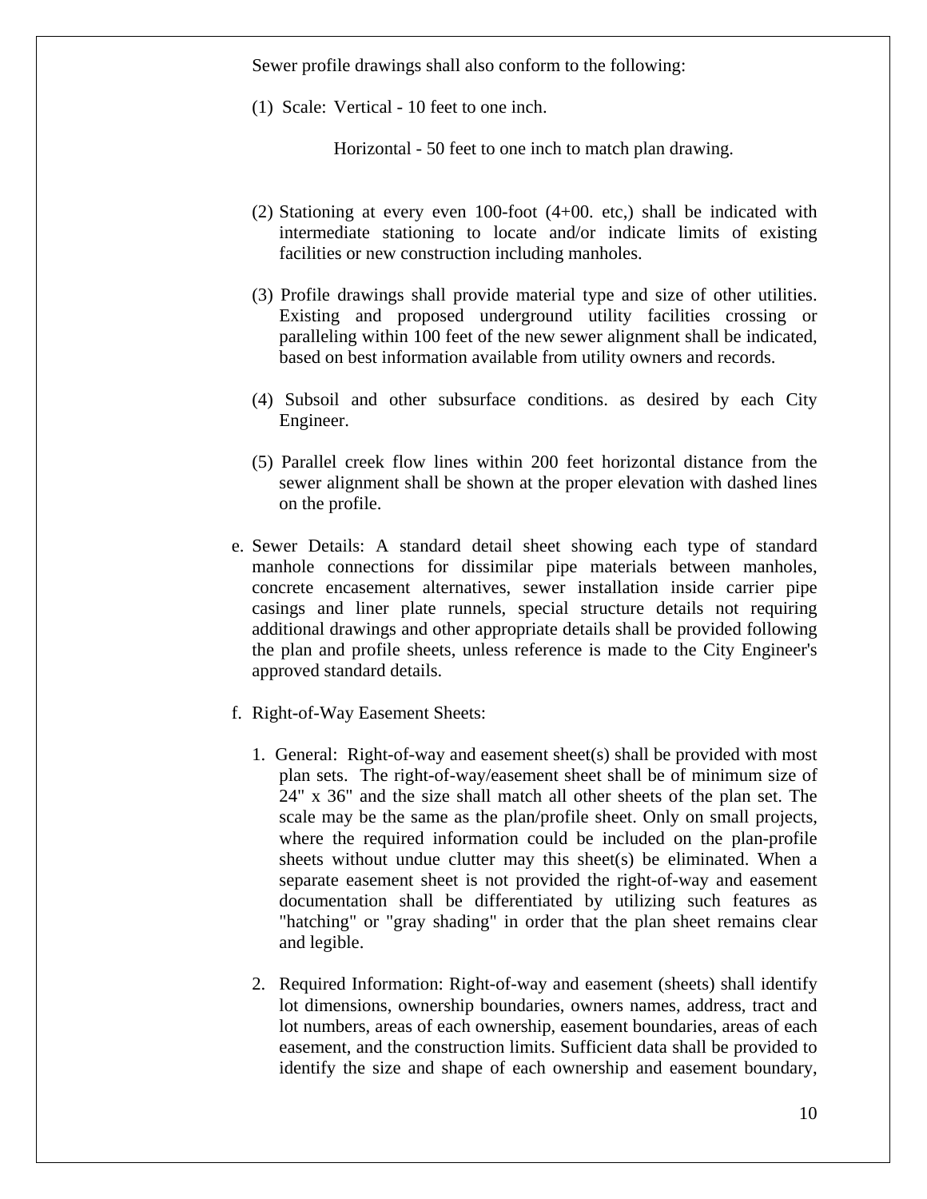Sewer profile drawings shall also conform to the following:

(1) Scale: Vertical - 10 feet to one inch.

Horizontal - 50 feet to one inch to match plan drawing.

(2) Stationing at every even 100-foot (4+00. etc,) shall be indicated with intermediate stationing to locate and/or indicate limits of existing facilities or new construction including manholes.

(3) Profile drawings shall provide material type and size of other utilities. Existing and proposed underground utility facilities crossing or paralleling within 100 feet of the new sewer alignment shall be indicated, based on best information available from utility owners and records.

(4) Subsoil and other subsurface conditions. as desired by each City Engineer.

(5) Parallel creek flow lines within 200 feet horizontal distance from the sewer alignment shall be shown at the proper elevation with dashed lines on the profile.

e. Sewer Details: A standard detail sheet showing each type of standard manhole connections for dissimilar pipe materials between manholes, concrete encasement alternatives, sewer installation inside carrier pipe casings and liner plate runnels, special structure details not requiring additional drawings and other appropriate details shall be provided following the plan and profile sheets, unless reference is made to the City Engineer's approved standard details.

f. Right-of-Way Easement Sheets:

1. General: Right-of-way and easement sheet(s) shall be provided with most plan sets. The right-of-way/easement sheet shall be of minimum size of 24" x 36" and the size shall match all other sheets of the plan set. The scale may be the same as the plan/profile sheet. Only on small projects, where the required information could be included on the plan-profile sheets without undue clutter may this sheet(s) be eliminated. When a separate easement sheet is not provided the right-of-way and easement documentation shall be differentiated by utilizing such features as "hatching" or "gray shading" in order that the plan sheet remains clear and legible.

2. Required Information: Right-of-way and easement (sheets) shall identify lot dimensions, ownership boundaries, owners names, address, tract and lot numbers, areas of each ownership, easement boundaries, areas of each easement, and the construction limits. Sufficient data shall be provided to identify the size and shape of each ownership and easement boundary,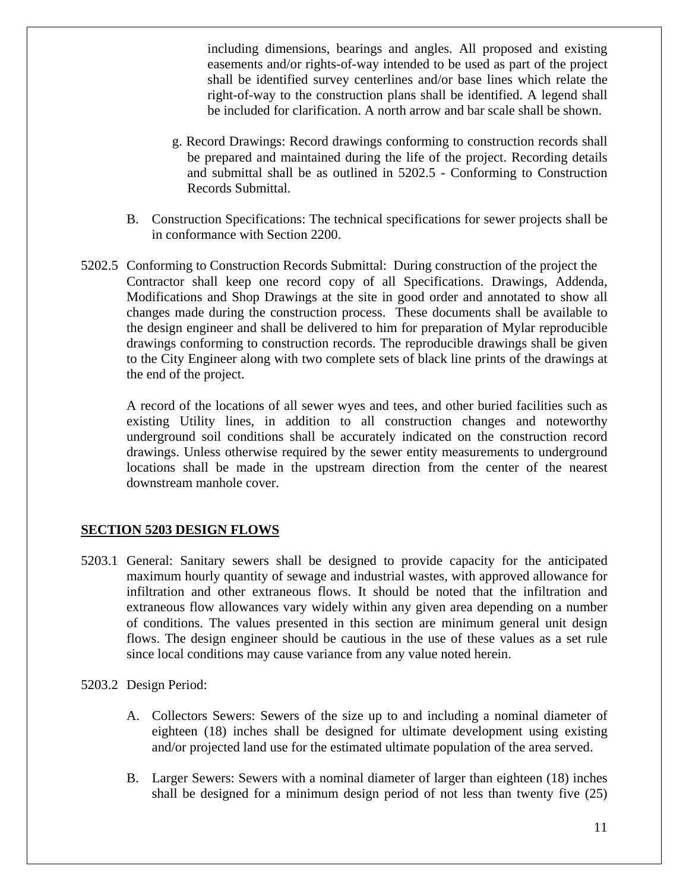including dimensions, bearings and angles. All proposed and existing easements and/or rights-of-way intended to be used as part of the project shall be identified survey centerlines and/or base lines which relate the right-of-way to the construction plans shall be identified. A legend shall be included for clarification. A north arrow and bar scale shall be shown.

g. Record Drawings: Record drawings conforming to construction records shall be prepared and maintained during the life of the project. Recording details and submittal shall be as outlined in 5202.5 - Conforming to Construction Records Submittal.

B. Construction Specifications: The technical specifications for sewer projects shall be in conformance with Section 2200.

5202.5 Conforming to Construction Records Submittal: During construction of the project the Contractor shall keep one record copy of all Specifications. Drawings, Addenda, Modifications and Shop Drawings at the site in good order and annotated to show all changes made during the construction process. These documents shall be available to the design engineer and shall be delivered to him for preparation of Mylar reproducible drawings conforming to construction records. The reproducible drawings shall be given to the City Engineer along with two complete sets of black line prints of the drawings at the end of the project.

A record of the locations of all sewer wyes and tees, and other buried facilities such as existing Utility lines, in addition to all construction changes and noteworthy underground soil conditions shall be accurately indicated on the construction record drawings. Unless otherwise required by the sewer entity measurements to underground locations shall be made in the upstream direction from the center of the nearest downstream manhole cover.

## SECTION 5203 DESIGN FLOWS

5203.1 General: Sanitary sewers shall be designed to provide capacity for the anticipated maximum hourly quantity of sewage and industrial wastes, with approved allowance for infiltration and other extraneous flows. It should be noted that the infiltration and extraneous flow allowances vary widely within any given area depending on a number of conditions. The values presented in this section are minimum general unit design flows. The design engineer should be cautious in the use of these values as a set rule since local conditions may cause variance from any value noted herein.

5203.2 Design Period:

A. Collectors Sewers: Sewers of the size up to and including a nominal diameter of eighteen (18) inches shall be designed for ultimate development using existing and/or projected land use for the estimated ultimate population of the area served.

B. Larger Sewers: Sewers with a nominal diameter of larger than eighteen (18) inches shall be designed for a minimum design period of not less than twenty five (25)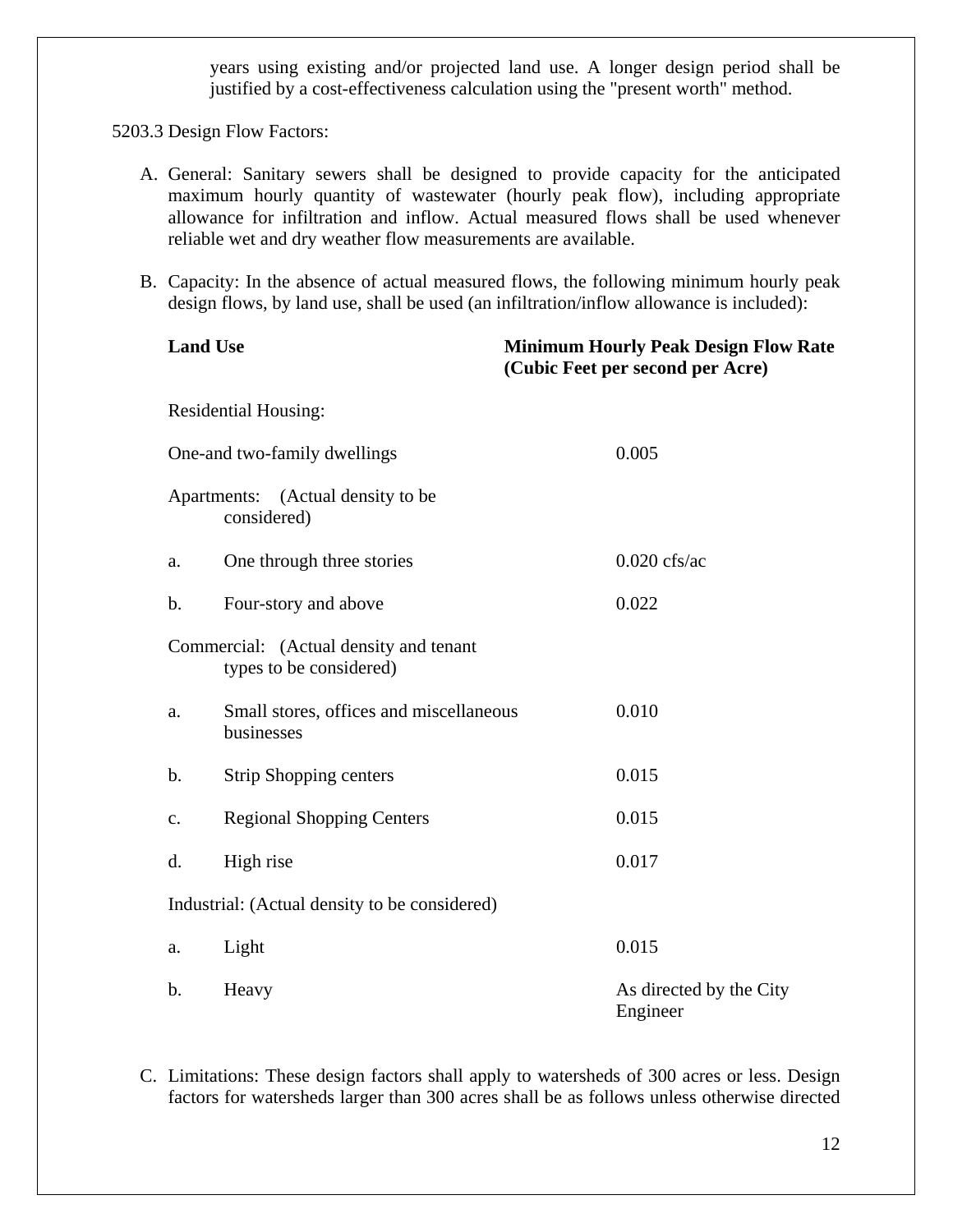years using existing and/or projected land use. A longer design period shall be justified by a cost-effectiveness calculation using the "present worth" method.

5203.3 Design Flow Factors:

A. General: Sanitary sewers shall be designed to provide capacity for the anticipated maximum hourly quantity of wastewater (hourly peak flow), including appropriate allowance for infiltration and inflow. Actual measured flows shall be used whenever reliable wet and dry weather flow measurements are available.

B. Capacity: In the absence of actual measured flows, the following minimum hourly peak design flows, by land use, shall be used (an infiltration/inflow allowance is included):

| **Land Use** | | **Minimum Hourly Peak Design Flow Rate (Cubic Feet per second per Acre)** |
|---|---|---|
| Residential Housing: | | |
| One-and two-family dwellings | | 0.005 |
| Apartments: (Actual density to be considered) | | |
| a. | One through three stories | 0.020 cfs/ac |
| b. | Four-story and above | 0.022 |
| Commercial: (Actual density and tenant types to be considered) | | |
| a. | Small stores, offices and miscellaneous businesses | 0.010 |
| b. | Strip Shopping centers | 0.015 |
| c. | Regional Shopping Centers | 0.015 |
| d. | High rise | 0.017 |
| Industrial: (Actual density to be considered) | | |
| a. | Light | 0.015 |
| b. | Heavy | As directed by the City Engineer |

C. Limitations: These design factors shall apply to watersheds of 300 acres or less. Design factors for watersheds larger than 300 acres shall be as follows unless otherwise directed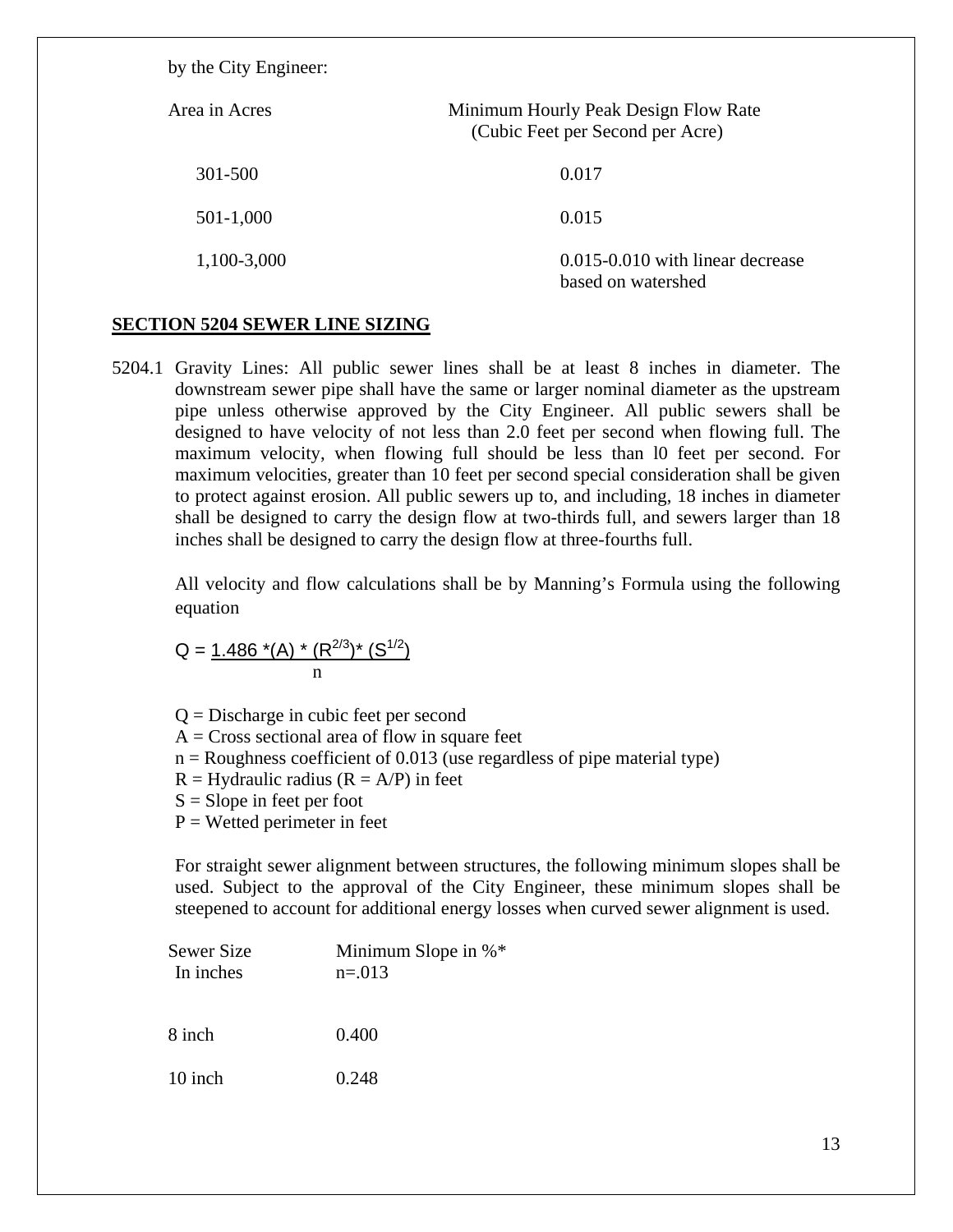by the City Engineer:

| Area in Acres | Minimum Hourly Peak Design Flow Rate (Cubic Feet per Second per Acre) |
|---|---|
| 301-500 | 0.017 |
| 501-1,000 | 0.015 |
| 1,100-3,000 | 0.015-0.010 with linear decrease based on watershed |

## SECTION 5204 SEWER LINE SIZING

5204.1 Gravity Lines: All public sewer lines shall be at least 8 inches in diameter. The downstream sewer pipe shall have the same or larger nominal diameter as the upstream pipe unless otherwise approved by the City Engineer. All public sewers shall be designed to have velocity of not less than 2.0 feet per second when flowing full. The maximum velocity, when flowing full should be less than l0 feet per second. For maximum velocities, greater than 10 feet per second special consideration shall be given to protect against erosion. All public sewers up to, and including, 18 inches in diameter shall be designed to carry the design flow at two-thirds full, and sewers larger than 18 inches shall be designed to carry the design flow at three-fourths full.

All velocity and flow calculations shall be by Manning's Formula using the following equation

$$Q = \frac{1.486 * (A) * (R^{2/3}) * (S^{1/2})}{n}$$

Q = Discharge in cubic feet per second
A = Cross sectional area of flow in square feet
n = Roughness coefficient of 0.013 (use regardless of pipe material type)
R = Hydraulic radius (R = A/P) in feet
S = Slope in feet per foot
P = Wetted perimeter in feet

For straight sewer alignment between structures, the following minimum slopes shall be used. Subject to the approval of the City Engineer, these minimum slopes shall be steepened to account for additional energy losses when curved sewer alignment is used.

| Sewer Size In inches | Minimum Slope in %* n=.013 |
|---|---|
| 8 inch | 0.400 |
| 10 inch | 0.248 |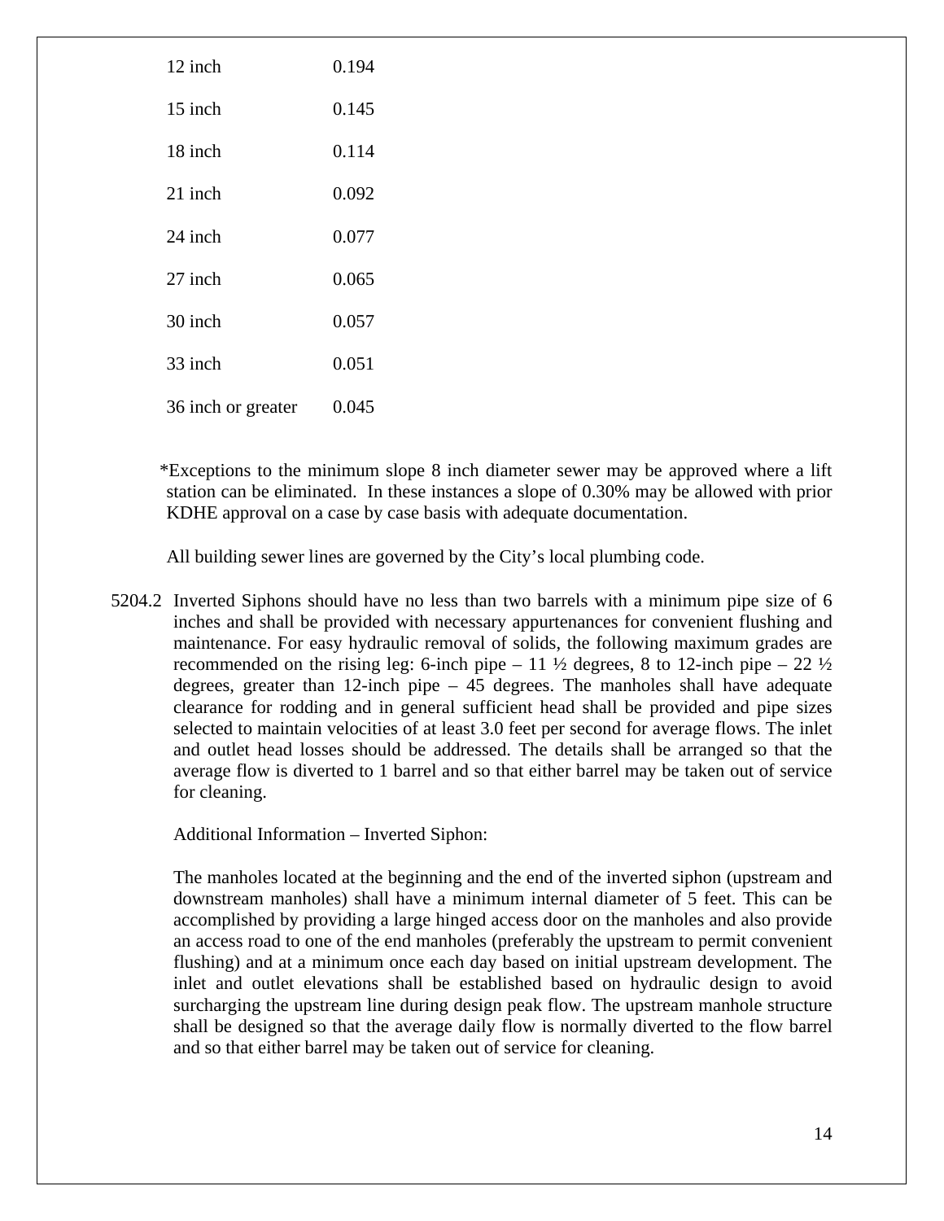| | |
|---|---|
| 12 inch | 0.194 |
| 15 inch | 0.145 |
| 18 inch | 0.114 |
| 21 inch | 0.092 |
| 24 inch | 0.077 |
| 27 inch | 0.065 |
| 30 inch | 0.057 |
| 33 inch | 0.051 |
| 36 inch or greater | 0.045 |

*Exceptions to the minimum slope 8 inch diameter sewer may be approved where a lift station can be eliminated. In these instances a slope of 0.30% may be allowed with prior KDHE approval on a case by case basis with adequate documentation.

All building sewer lines are governed by the City's local plumbing code.

5204.2 Inverted Siphons should have no less than two barrels with a minimum pipe size of 6 inches and shall be provided with necessary appurtenances for convenient flushing and maintenance. For easy hydraulic removal of solids, the following maximum grades are recommended on the rising leg: 6-inch pipe – 11 ½ degrees, 8 to 12-inch pipe – 22 ½ degrees, greater than 12-inch pipe – 45 degrees. The manholes shall have adequate clearance for rodding and in general sufficient head shall be provided and pipe sizes selected to maintain velocities of at least 3.0 feet per second for average flows. The inlet and outlet head losses should be addressed. The details shall be arranged so that the average flow is diverted to 1 barrel and so that either barrel may be taken out of service for cleaning.

Additional Information – Inverted Siphon:

The manholes located at the beginning and the end of the inverted siphon (upstream and downstream manholes) shall have a minimum internal diameter of 5 feet. This can be accomplished by providing a large hinged access door on the manholes and also provide an access road to one of the end manholes (preferably the upstream to permit convenient flushing) and at a minimum once each day based on initial upstream development. The inlet and outlet elevations shall be established based on hydraulic design to avoid surcharging the upstream line during design peak flow. The upstream manhole structure shall be designed so that the average daily flow is normally diverted to the flow barrel and so that either barrel may be taken out of service for cleaning.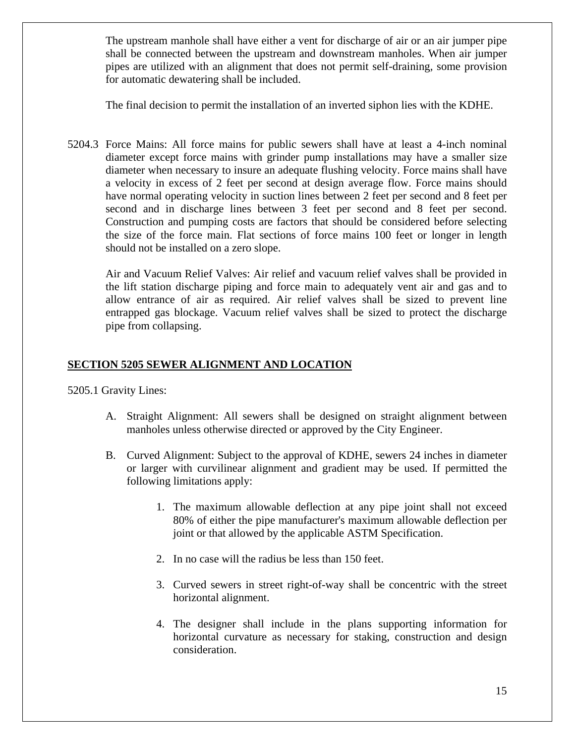The upstream manhole shall have either a vent for discharge of air or an air jumper pipe shall be connected between the upstream and downstream manholes. When air jumper pipes are utilized with an alignment that does not permit self-draining, some provision for automatic dewatering shall be included.

The final decision to permit the installation of an inverted siphon lies with the KDHE.

5204.3 Force Mains: All force mains for public sewers shall have at least a 4-inch nominal diameter except force mains with grinder pump installations may have a smaller size diameter when necessary to insure an adequate flushing velocity. Force mains shall have a velocity in excess of 2 feet per second at design average flow. Force mains should have normal operating velocity in suction lines between 2 feet per second and 8 feet per second and in discharge lines between 3 feet per second and 8 feet per second. Construction and pumping costs are factors that should be considered before selecting the size of the force main. Flat sections of force mains 100 feet or longer in length should not be installed on a zero slope.

Air and Vacuum Relief Valves: Air relief and vacuum relief valves shall be provided in the lift station discharge piping and force main to adequately vent air and gas and to allow entrance of air as required. Air relief valves shall be sized to prevent line entrapped gas blockage. Vacuum relief valves shall be sized to protect the discharge pipe from collapsing.

## SECTION 5205 SEWER ALIGNMENT AND LOCATION

5205.1 Gravity Lines:

A. Straight Alignment: All sewers shall be designed on straight alignment between manholes unless otherwise directed or approved by the City Engineer.

B. Curved Alignment: Subject to the approval of KDHE, sewers 24 inches in diameter or larger with curvilinear alignment and gradient may be used. If permitted the following limitations apply:

   1. The maximum allowable deflection at any pipe joint shall not exceed 80% of either the pipe manufacturer's maximum allowable deflection per joint or that allowed by the applicable ASTM Specification.

   2. In no case will the radius be less than 150 feet.

   3. Curved sewers in street right-of-way shall be concentric with the street horizontal alignment.

   4. The designer shall include in the plans supporting information for horizontal curvature as necessary for staking, construction and design consideration.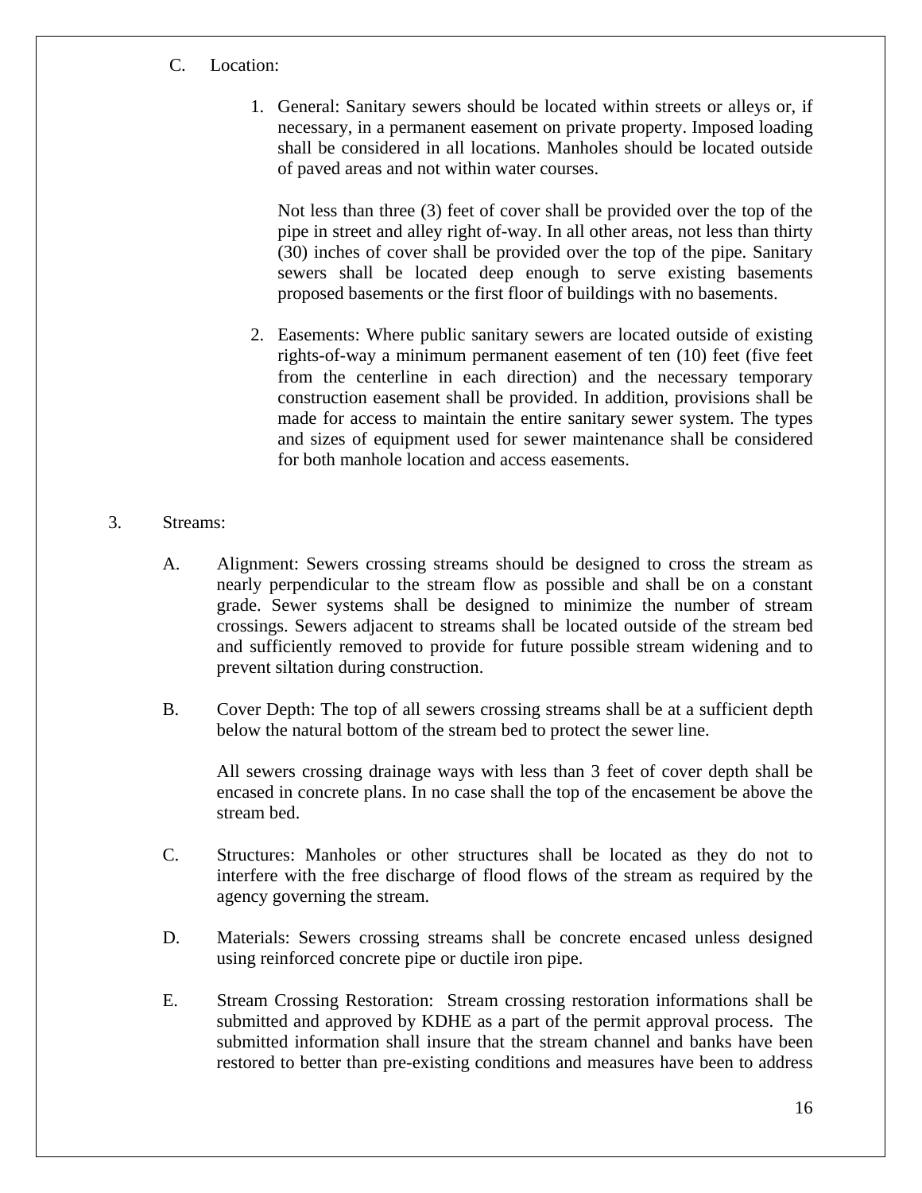C. Location:

1. General: Sanitary sewers should be located within streets or alleys or, if necessary, in a permanent easement on private property. Imposed loading shall be considered in all locations. Manholes should be located outside of paved areas and not within water courses.

   Not less than three (3) feet of cover shall be provided over the top of the pipe in street and alley right of-way. In all other areas, not less than thirty (30) inches of cover shall be provided over the top of the pipe. Sanitary sewers shall be located deep enough to serve existing basements proposed basements or the first floor of buildings with no basements.

2. Easements: Where public sanitary sewers are located outside of existing rights-of-way a minimum permanent easement of ten (10) feet (five feet from the centerline in each direction) and the necessary temporary construction easement shall be provided. In addition, provisions shall be made for access to maintain the entire sanitary sewer system. The types and sizes of equipment used for sewer maintenance shall be considered for both manhole location and access easements.

3. Streams:

   A. Alignment: Sewers crossing streams should be designed to cross the stream as nearly perpendicular to the stream flow as possible and shall be on a constant grade. Sewer systems shall be designed to minimize the number of stream crossings. Sewers adjacent to streams shall be located outside of the stream bed and sufficiently removed to provide for future possible stream widening and to prevent siltation during construction.

   B. Cover Depth: The top of all sewers crossing streams shall be at a sufficient depth below the natural bottom of the stream bed to protect the sewer line.

      All sewers crossing drainage ways with less than 3 feet of cover depth shall be encased in concrete plans. In no case shall the top of the encasement be above the stream bed.

   C. Structures: Manholes or other structures shall be located as they do not to interfere with the free discharge of flood flows of the stream as required by the agency governing the stream.

   D. Materials: Sewers crossing streams shall be concrete encased unless designed using reinforced concrete pipe or ductile iron pipe.

   E. Stream Crossing Restoration: Stream crossing restoration informations shall be submitted and approved by KDHE as a part of the permit approval process. The submitted information shall insure that the stream channel and banks have been restored to better than pre-existing conditions and measures have been to address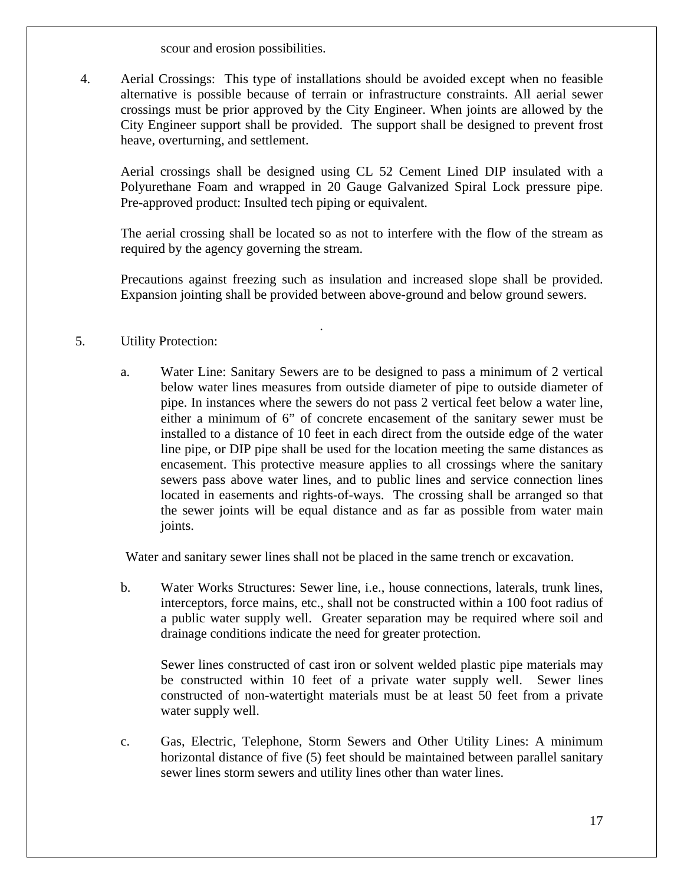scour and erosion possibilities.

4. Aerial Crossings: This type of installations should be avoided except when no feasible alternative is possible because of terrain or infrastructure constraints. All aerial sewer crossings must be prior approved by the City Engineer. When joints are allowed by the City Engineer support shall be provided. The support shall be designed to prevent frost heave, overturning, and settlement.

   Aerial crossings shall be designed using CL 52 Cement Lined DIP insulated with a Polyurethane Foam and wrapped in 20 Gauge Galvanized Spiral Lock pressure pipe. Pre-approved product: Insulted tech piping or equivalent.

   The aerial crossing shall be located so as not to interfere with the flow of the stream as required by the agency governing the stream.

   Precautions against freezing such as insulation and increased slope shall be provided. Expansion jointing shall be provided between above-ground and below ground sewers.

.

5. Utility Protection:

   a. Water Line: Sanitary Sewers are to be designed to pass a minimum of 2 vertical below water lines measures from outside diameter of pipe to outside diameter of pipe. In instances where the sewers do not pass 2 vertical feet below a water line, either a minimum of 6" of concrete encasement of the sanitary sewer must be installed to a distance of 10 feet in each direct from the outside edge of the water line pipe, or DIP pipe shall be used for the location meeting the same distances as encasement. This protective measure applies to all crossings where the sanitary sewers pass above water lines, and to public lines and service connection lines located in easements and rights-of-ways. The crossing shall be arranged so that the sewer joints will be equal distance and as far as possible from water main joints.

   Water and sanitary sewer lines shall not be placed in the same trench or excavation.

   b. Water Works Structures: Sewer line, i.e., house connections, laterals, trunk lines, interceptors, force mains, etc., shall not be constructed within a 100 foot radius of a public water supply well. Greater separation may be required where soil and drainage conditions indicate the need for greater protection.

      Sewer lines constructed of cast iron or solvent welded plastic pipe materials may be constructed within 10 feet of a private water supply well. Sewer lines constructed of non-watertight materials must be at least 50 feet from a private water supply well.

   c. Gas, Electric, Telephone, Storm Sewers and Other Utility Lines: A minimum horizontal distance of five (5) feet should be maintained between parallel sanitary sewer lines storm sewers and utility lines other than water lines.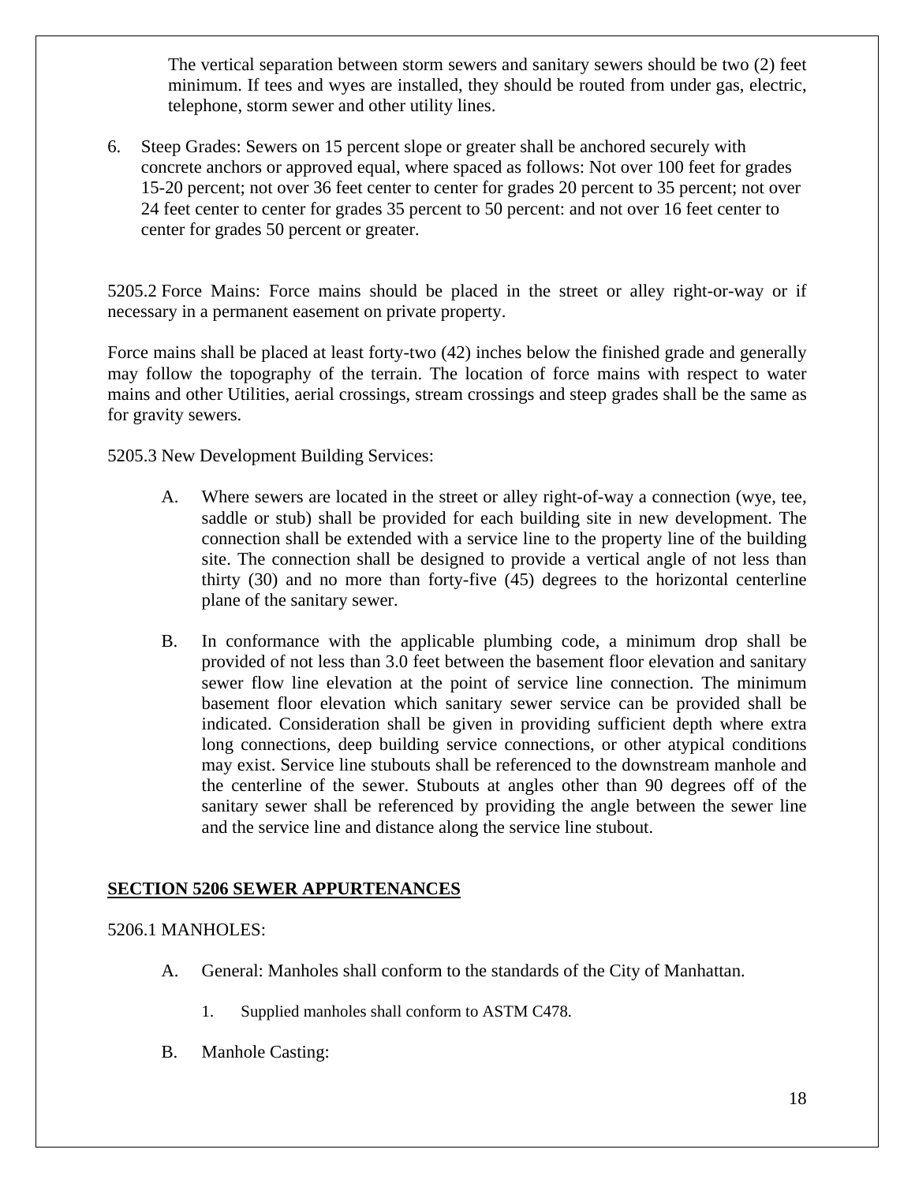The vertical separation between storm sewers and sanitary sewers should be two (2) feet minimum. If tees and wyes are installed, they should be routed from under gas, electric, telephone, storm sewer and other utility lines.

6. Steep Grades: Sewers on 15 percent slope or greater shall be anchored securely with concrete anchors or approved equal, where spaced as follows: Not over 100 feet for grades 15-20 percent; not over 36 feet center to center for grades 20 percent to 35 percent; not over 24 feet center to center for grades 35 percent to 50 percent: and not over 16 feet center to center for grades 50 percent or greater.

5205.2 Force Mains: Force mains should be placed in the street or alley right-or-way or if necessary in a permanent easement on private property.

Force mains shall be placed at least forty-two (42) inches below the finished grade and generally may follow the topography of the terrain. The location of force mains with respect to water mains and other Utilities, aerial crossings, stream crossings and steep grades shall be the same as for gravity sewers.

5205.3 New Development Building Services:

A. Where sewers are located in the street or alley right-of-way a connection (wye, tee, saddle or stub) shall be provided for each building site in new development. The connection shall be extended with a service line to the property line of the building site. The connection shall be designed to provide a vertical angle of not less than thirty (30) and no more than forty-five (45) degrees to the horizontal centerline plane of the sanitary sewer.

B. In conformance with the applicable plumbing code, a minimum drop shall be provided of not less than 3.0 feet between the basement floor elevation and sanitary sewer flow line elevation at the point of service line connection. The minimum basement floor elevation which sanitary sewer service can be provided shall be indicated. Consideration shall be given in providing sufficient depth where extra long connections, deep building service connections, or other atypical conditions may exist. Service line stubouts shall be referenced to the downstream manhole and the centerline of the sewer. Stubouts at angles other than 90 degrees off of the sanitary sewer shall be referenced by providing the angle between the sewer line and the service line and distance along the service line stubout.

## SECTION 5206 SEWER APPURTENANCES

5206.1 MANHOLES:

A. General: Manholes shall conform to the standards of the City of Manhattan.

   1. Supplied manholes shall conform to ASTM C478.

B. Manhole Casting: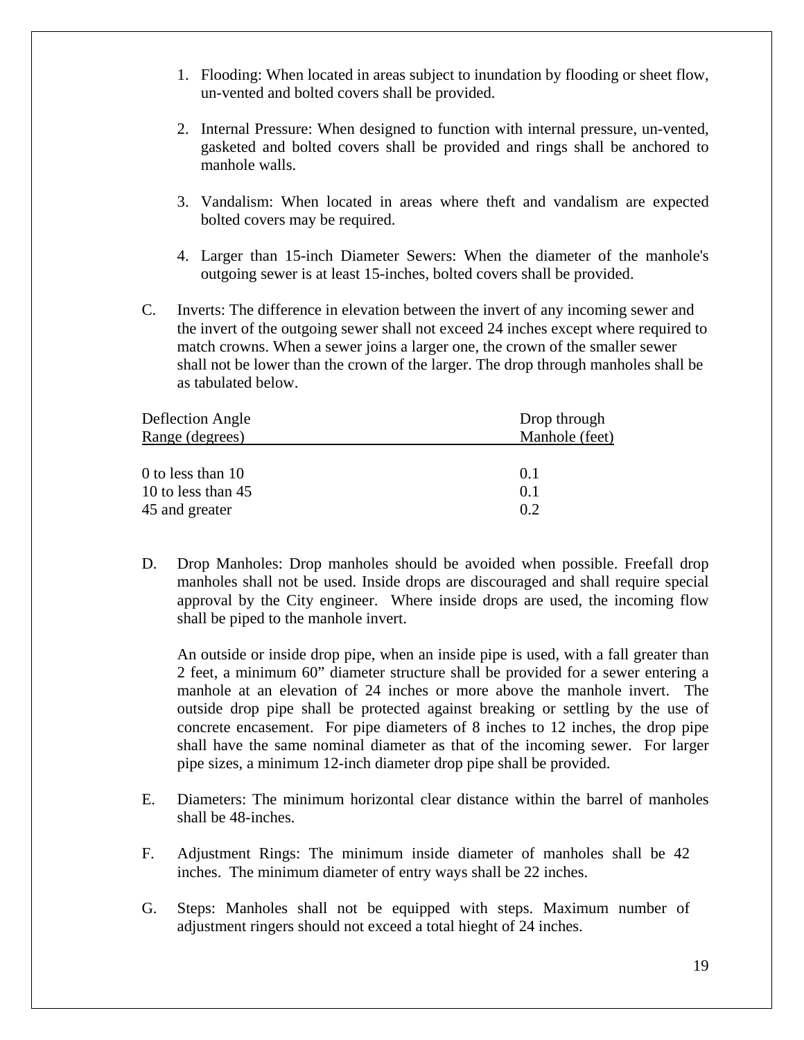1. Flooding: When located in areas subject to inundation by flooding or sheet flow, un-vented and bolted covers shall be provided.

2. Internal Pressure: When designed to function with internal pressure, un-vented, gasketed and bolted covers shall be provided and rings shall be anchored to manhole walls.

3. Vandalism: When located in areas where theft and vandalism are expected bolted covers may be required.

4. Larger than 15-inch Diameter Sewers: When the diameter of the manhole's outgoing sewer is at least 15-inches, bolted covers shall be provided.

C. Inverts: The difference in elevation between the invert of any incoming sewer and the invert of the outgoing sewer shall not exceed 24 inches except where required to match crowns. When a sewer joins a larger one, the crown of the smaller sewer shall not be lower than the crown of the larger. The drop through manholes shall be as tabulated below.

| Deflection Angle Range (degrees) | Drop through Manhole (feet) |
|---|---|
| 0 to less than 10 | 0.1 |
| 10 to less than 45 | 0.1 |
| 45 and greater | 0.2 |

D. Drop Manholes: Drop manholes should be avoided when possible. Freefall drop manholes shall not be used. Inside drops are discouraged and shall require special approval by the City engineer. Where inside drops are used, the incoming flow shall be piped to the manhole invert.

An outside or inside drop pipe, when an inside pipe is used, with a fall greater than 2 feet, a minimum 60" diameter structure shall be provided for a sewer entering a manhole at an elevation of 24 inches or more above the manhole invert. The outside drop pipe shall be protected against breaking or settling by the use of concrete encasement. For pipe diameters of 8 inches to 12 inches, the drop pipe shall have the same nominal diameter as that of the incoming sewer. For larger pipe sizes, a minimum 12-inch diameter drop pipe shall be provided.

E. Diameters: The minimum horizontal clear distance within the barrel of manholes shall be 48-inches.

F. Adjustment Rings: The minimum inside diameter of manholes shall be 42 inches. The minimum diameter of entry ways shall be 22 inches.

G. Steps: Manholes shall not be equipped with steps. Maximum number of adjustment ringers should not exceed a total hieght of 24 inches.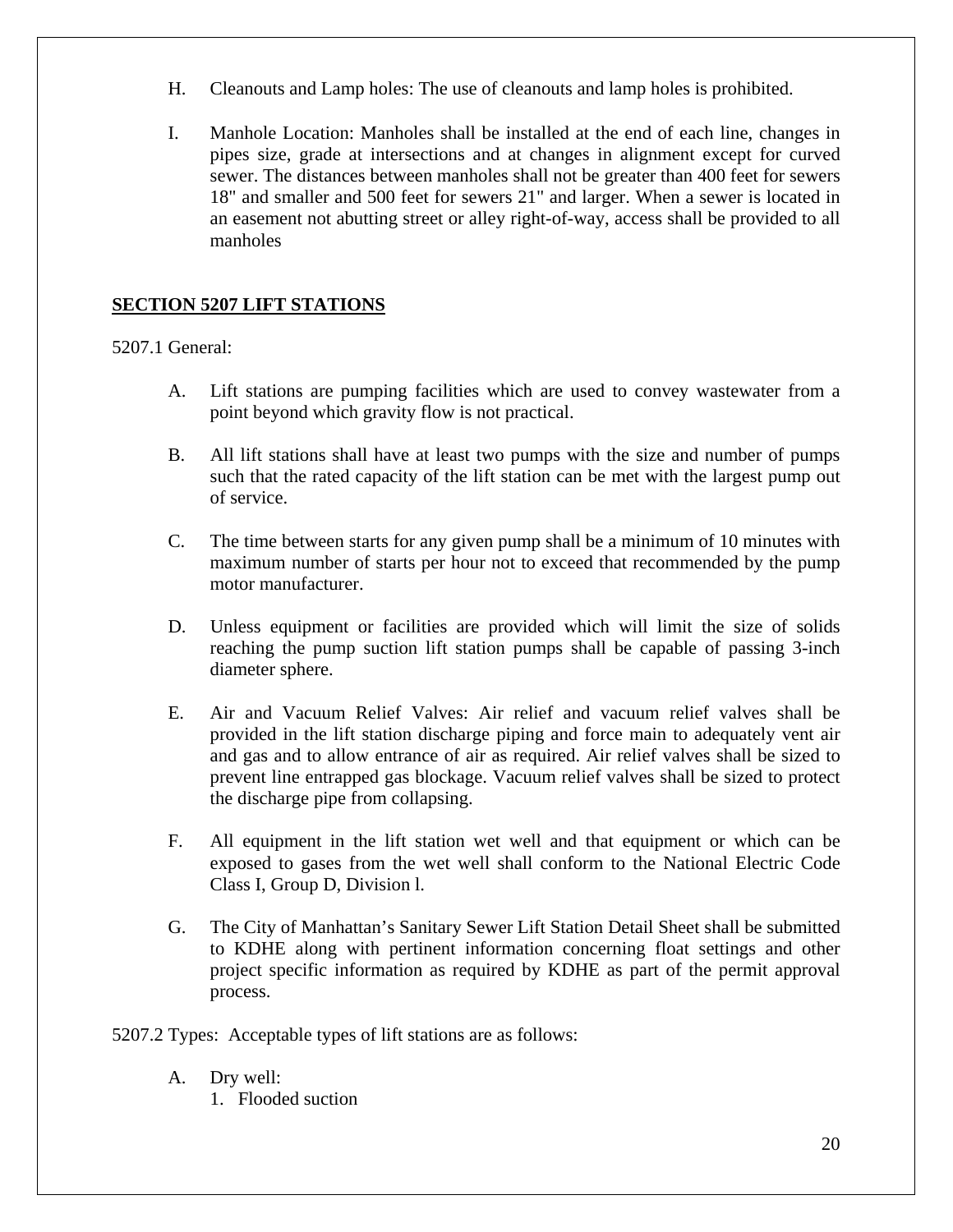H. Cleanouts and Lamp holes: The use of cleanouts and lamp holes is prohibited.

I. Manhole Location: Manholes shall be installed at the end of each line, changes in pipes size, grade at intersections and at changes in alignment except for curved sewer. The distances between manholes shall not be greater than 400 feet for sewers 18" and smaller and 500 feet for sewers 21" and larger. When a sewer is located in an easement not abutting street or alley right-of-way, access shall be provided to all manholes

## SECTION 5207 LIFT STATIONS

5207.1 General:

A. Lift stations are pumping facilities which are used to convey wastewater from a point beyond which gravity flow is not practical.

B. All lift stations shall have at least two pumps with the size and number of pumps such that the rated capacity of the lift station can be met with the largest pump out of service.

C. The time between starts for any given pump shall be a minimum of 10 minutes with maximum number of starts per hour not to exceed that recommended by the pump motor manufacturer.

D. Unless equipment or facilities are provided which will limit the size of solids reaching the pump suction lift station pumps shall be capable of passing 3-inch diameter sphere.

E. Air and Vacuum Relief Valves: Air relief and vacuum relief valves shall be provided in the lift station discharge piping and force main to adequately vent air and gas and to allow entrance of air as required. Air relief valves shall be sized to prevent line entrapped gas blockage. Vacuum relief valves shall be sized to protect the discharge pipe from collapsing.

F. All equipment in the lift station wet well and that equipment or which can be exposed to gases from the wet well shall conform to the National Electric Code Class I, Group D, Division l.

G. The City of Manhattan's Sanitary Sewer Lift Station Detail Sheet shall be submitted to KDHE along with pertinent information concerning float settings and other project specific information as required by KDHE as part of the permit approval process.

5207.2 Types: Acceptable types of lift stations are as follows:

A. Dry well:
   1. Flooded suction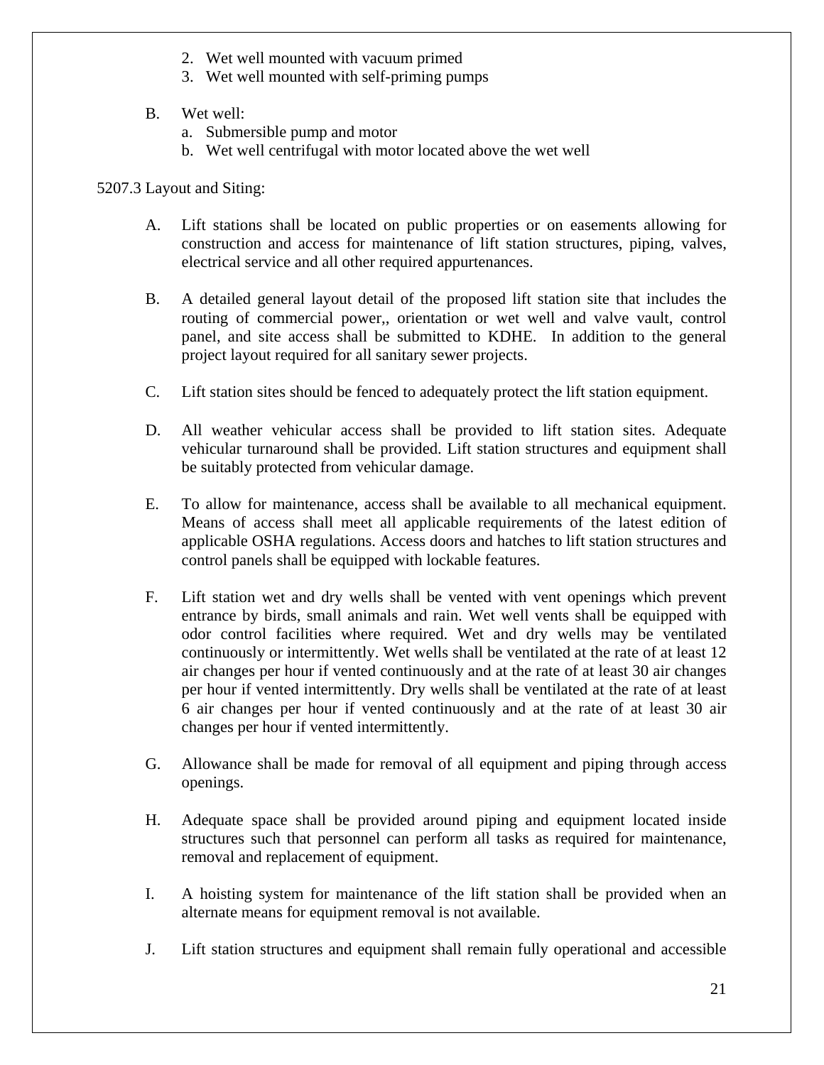2. Wet well mounted with vacuum primed
3. Wet well mounted with self-priming pumps

B. Wet well:
   a. Submersible pump and motor
   b. Wet well centrifugal with motor located above the wet well

5207.3 Layout and Siting:

A. Lift stations shall be located on public properties or on easements allowing for construction and access for maintenance of lift station structures, piping, valves, electrical service and all other required appurtenances.

B. A detailed general layout detail of the proposed lift station site that includes the routing of commercial power,, orientation or wet well and valve vault, control panel, and site access shall be submitted to KDHE. In addition to the general project layout required for all sanitary sewer projects.

C. Lift station sites should be fenced to adequately protect the lift station equipment.

D. All weather vehicular access shall be provided to lift station sites. Adequate vehicular turnaround shall be provided. Lift station structures and equipment shall be suitably protected from vehicular damage.

E. To allow for maintenance, access shall be available to all mechanical equipment. Means of access shall meet all applicable requirements of the latest edition of applicable OSHA regulations. Access doors and hatches to lift station structures and control panels shall be equipped with lockable features.

F. Lift station wet and dry wells shall be vented with vent openings which prevent entrance by birds, small animals and rain. Wet well vents shall be equipped with odor control facilities where required. Wet and dry wells may be ventilated continuously or intermittently. Wet wells shall be ventilated at the rate of at least 12 air changes per hour if vented continuously and at the rate of at least 30 air changes per hour if vented intermittently. Dry wells shall be ventilated at the rate of at least 6 air changes per hour if vented continuously and at the rate of at least 30 air changes per hour if vented intermittently.

G. Allowance shall be made for removal of all equipment and piping through access openings.

H. Adequate space shall be provided around piping and equipment located inside structures such that personnel can perform all tasks as required for maintenance, removal and replacement of equipment.

I. A hoisting system for maintenance of the lift station shall be provided when an alternate means for equipment removal is not available.

J. Lift station structures and equipment shall remain fully operational and accessible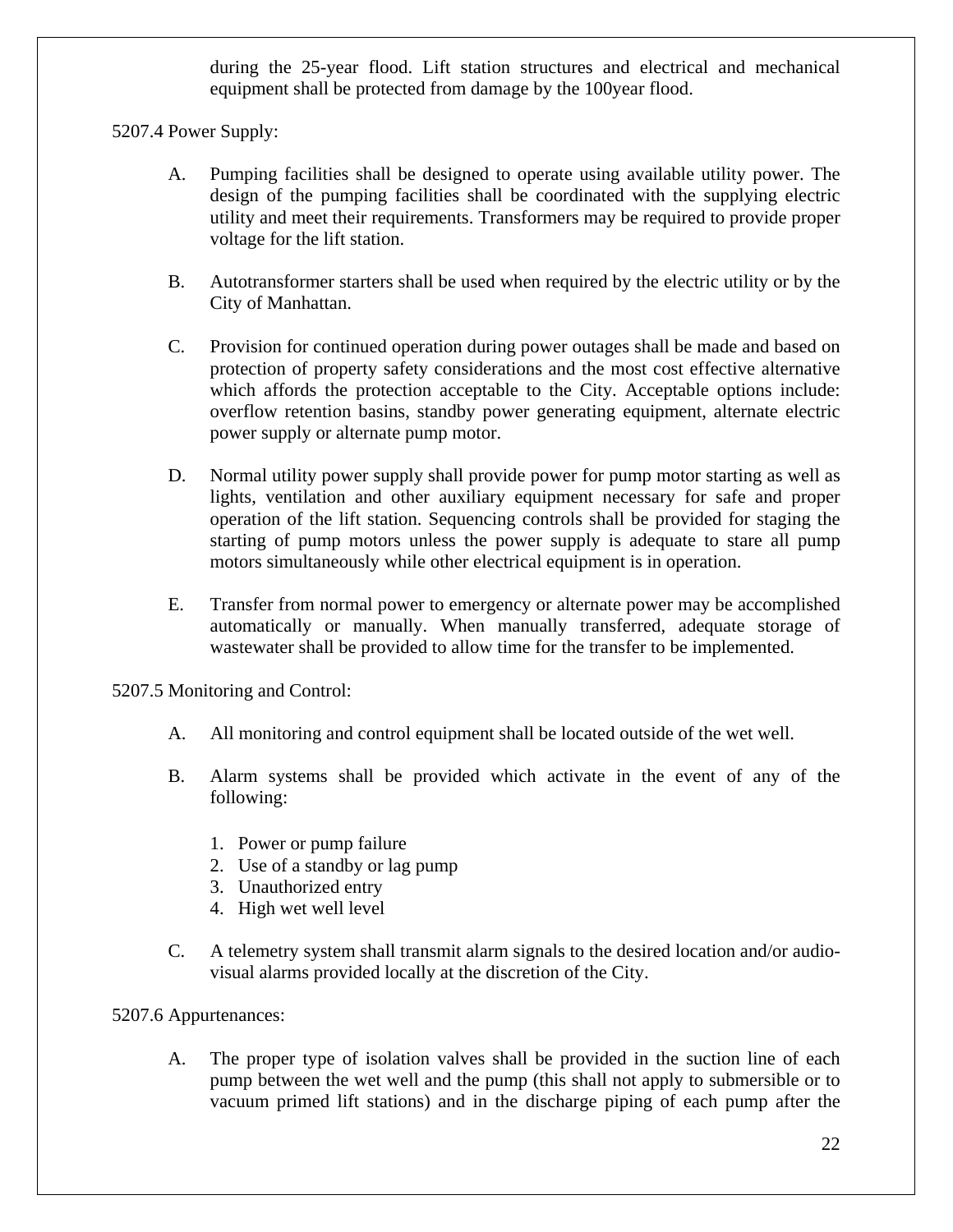during the 25-year flood. Lift station structures and electrical and mechanical equipment shall be protected from damage by the 100year flood.

5207.4 Power Supply:

A. Pumping facilities shall be designed to operate using available utility power. The design of the pumping facilities shall be coordinated with the supplying electric utility and meet their requirements. Transformers may be required to provide proper voltage for the lift station.

B. Autotransformer starters shall be used when required by the electric utility or by the City of Manhattan.

C. Provision for continued operation during power outages shall be made and based on protection of property safety considerations and the most cost effective alternative which affords the protection acceptable to the City. Acceptable options include: overflow retention basins, standby power generating equipment, alternate electric power supply or alternate pump motor.

D. Normal utility power supply shall provide power for pump motor starting as well as lights, ventilation and other auxiliary equipment necessary for safe and proper operation of the lift station. Sequencing controls shall be provided for staging the starting of pump motors unless the power supply is adequate to stare all pump motors simultaneously while other electrical equipment is in operation.

E. Transfer from normal power to emergency or alternate power may be accomplished automatically or manually. When manually transferred, adequate storage of wastewater shall be provided to allow time for the transfer to be implemented.

5207.5 Monitoring and Control:

A. All monitoring and control equipment shall be located outside of the wet well.

B. Alarm systems shall be provided which activate in the event of any of the following:

1. Power or pump failure
2. Use of a standby or lag pump
3. Unauthorized entry
4. High wet well level

C. A telemetry system shall transmit alarm signals to the desired location and/or audio-visual alarms provided locally at the discretion of the City.

5207.6 Appurtenances:

A. The proper type of isolation valves shall be provided in the suction line of each pump between the wet well and the pump (this shall not apply to submersible or to vacuum primed lift stations) and in the discharge piping of each pump after the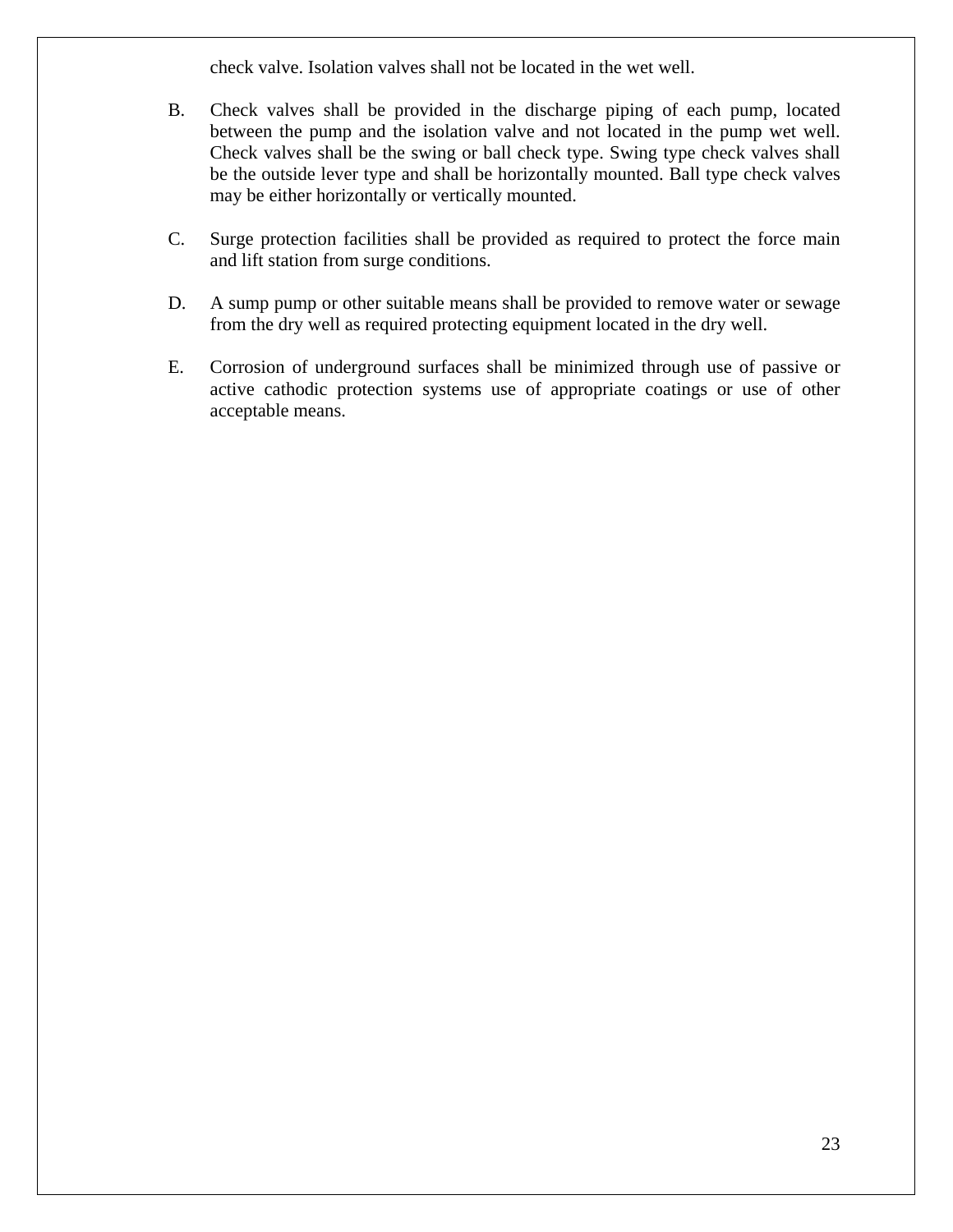check valve. Isolation valves shall not be located in the wet well.

B. Check valves shall be provided in the discharge piping of each pump, located between the pump and the isolation valve and not located in the pump wet well. Check valves shall be the swing or ball check type. Swing type check valves shall be the outside lever type and shall be horizontally mounted. Ball type check valves may be either horizontally or vertically mounted.

C. Surge protection facilities shall be provided as required to protect the force main and lift station from surge conditions.

D. A sump pump or other suitable means shall be provided to remove water or sewage from the dry well as required protecting equipment located in the dry well.

E. Corrosion of underground surfaces shall be minimized through use of passive or active cathodic protection systems use of appropriate coatings or use of other acceptable means.